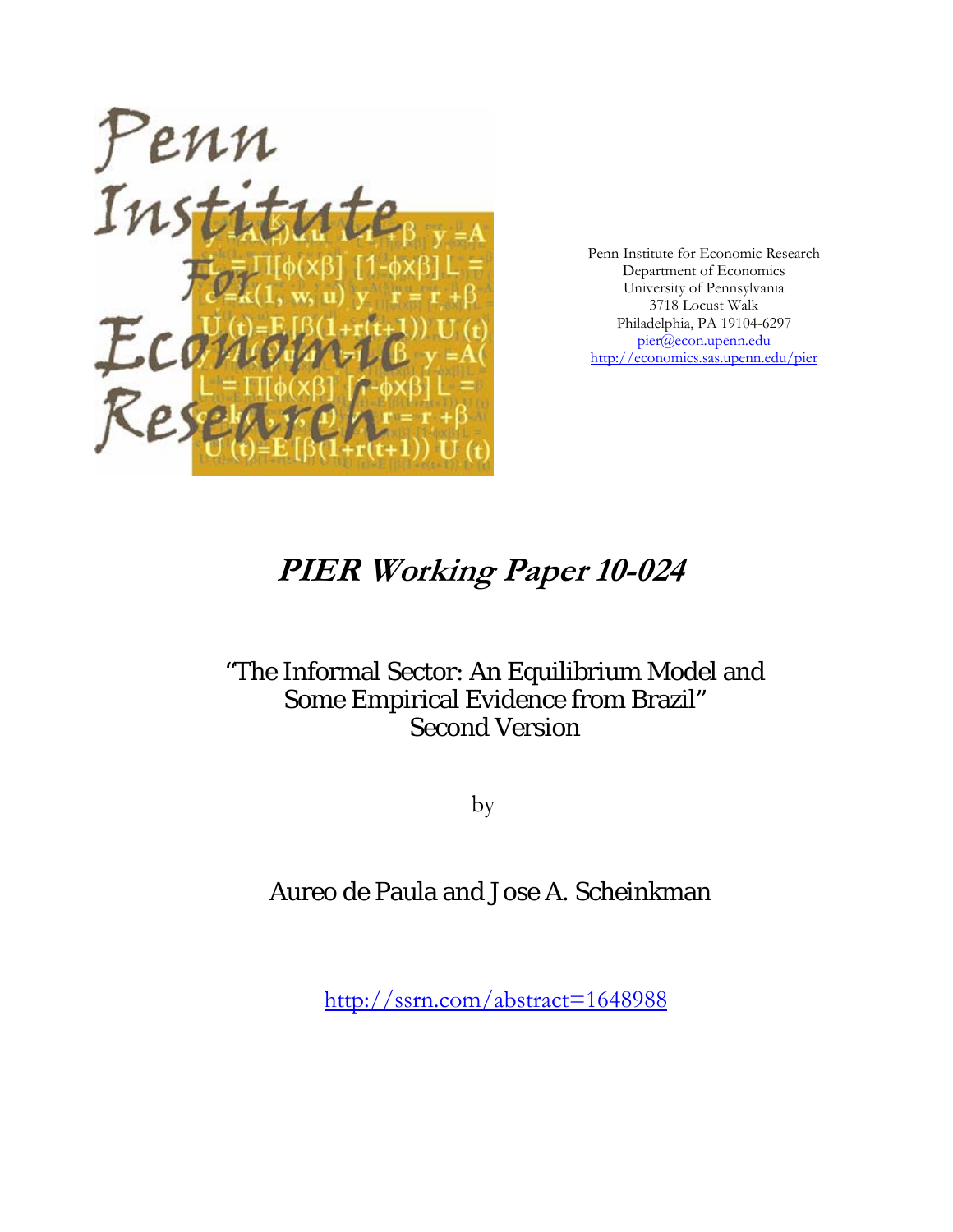Penn Institute for Economic Research
Department of Economics
University of Pennsylvania
3718 Locust Walk
Philadelphia, PA 19104-6297
pier@econ.upenn.edu
http://economics.sas.upenn.edu/pier

# *PIER Working Paper 10-024*

## "The Informal Sector: An Equilibrium Model and Some Empirical Evidence from Brazil"
## Second Version

by

## Aureo de Paula and Jose A. Scheinkman

http://ssrn.com/abstract=1648988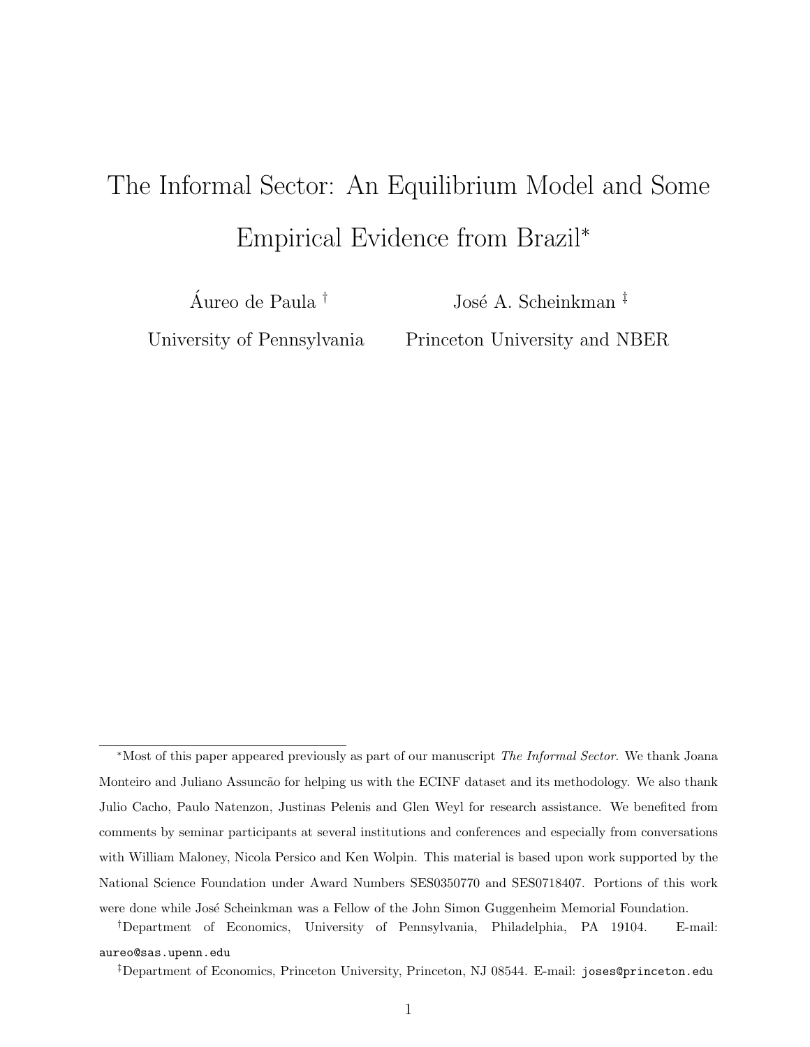# The Informal Sector: An Equilibrium Model and Some Empirical Evidence from Brazil*

Áureo de Paula †
University of Pennsylvania

José A. Scheinkman ‡
Princeton University and NBER

---

*Most of this paper appeared previously as part of our manuscript *The Informal Sector*. We thank Joana Monteiro and Juliano Assuncão for helping us with the ECINF dataset and its methodology. We also thank Julio Cacho, Paulo Natenzon, Justinas Pelenis and Glen Weyl for research assistance. We benefited from comments by seminar participants at several institutions and conferences and especially from conversations with William Maloney, Nicola Persico and Ken Wolpin. This material is based upon work supported by the National Science Foundation under Award Numbers SES0350770 and SES0718407. Portions of this work were done while José Scheinkman was a Fellow of the John Simon Guggenheim Memorial Foundation.

†Department of Economics, University of Pennsylvania, Philadelphia, PA 19104. E-mail: aureo@sas.upenn.edu

‡Department of Economics, Princeton University, Princeton, NJ 08544. E-mail: joses@princeton.edu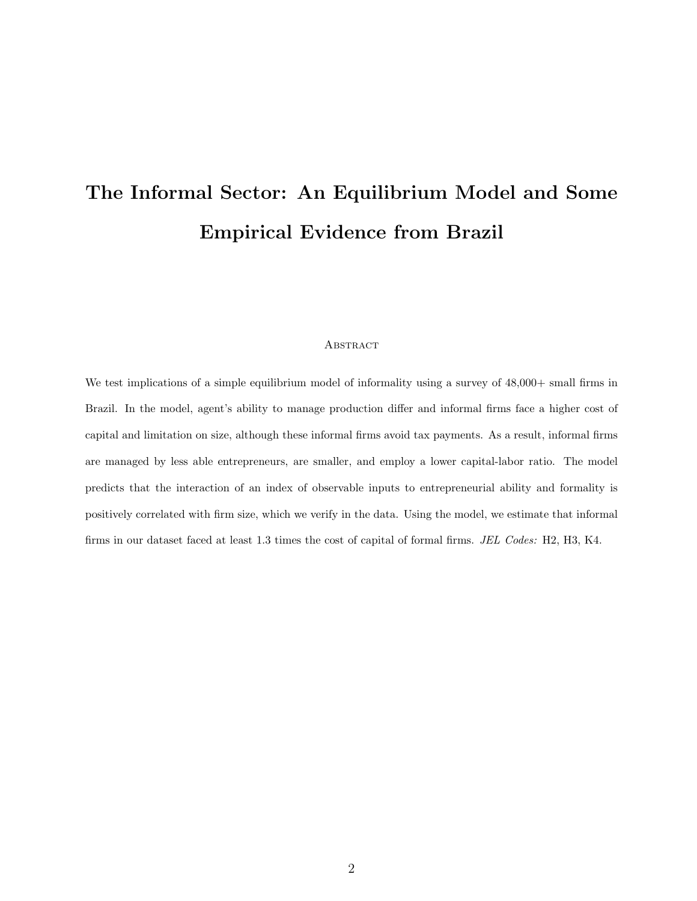# The Informal Sector: An Equilibrium Model and Some Empirical Evidence from Brazil

## Abstract

We test implications of a simple equilibrium model of informality using a survey of 48,000+ small firms in Brazil. In the model, agent's ability to manage production differ and informal firms face a higher cost of capital and limitation on size, although these informal firms avoid tax payments. As a result, informal firms are managed by less able entrepreneurs, are smaller, and employ a lower capital-labor ratio. The model predicts that the interaction of an index of observable inputs to entrepreneurial ability and formality is positively correlated with firm size, which we verify in the data. Using the model, we estimate that informal firms in our dataset faced at least 1.3 times the cost of capital of formal firms. *JEL Codes:* H2, H3, K4.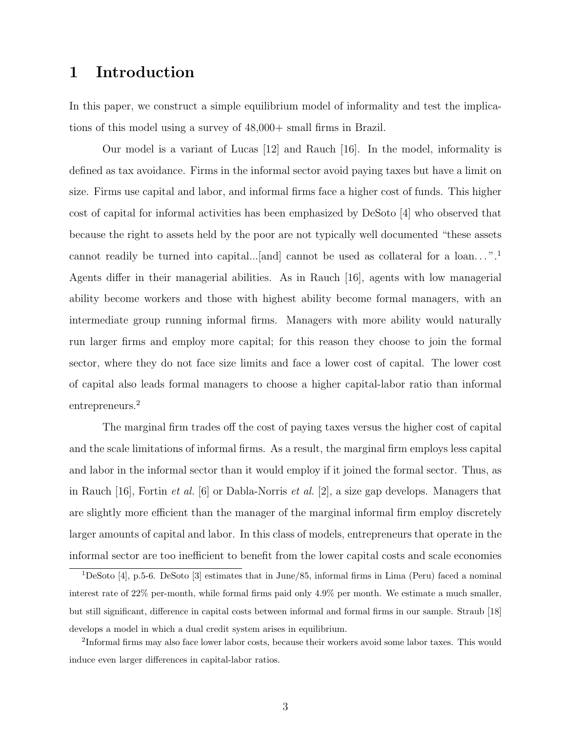# 1 Introduction

In this paper, we construct a simple equilibrium model of informality and test the implications of this model using a survey of 48,000+ small firms in Brazil.

Our model is a variant of Lucas [12] and Rauch [16]. In the model, informality is defined as tax avoidance. Firms in the informal sector avoid paying taxes but have a limit on size. Firms use capital and labor, and informal firms face a higher cost of funds. This higher cost of capital for informal activities has been emphasized by DeSoto [4] who observed that because the right to assets held by the poor are not typically well documented "these assets cannot readily be turned into capital...[and] cannot be used as collateral for a loan. . . ".[1] Agents differ in their managerial abilities. As in Rauch [16], agents with low managerial ability become workers and those with highest ability become formal managers, with an intermediate group running informal firms. Managers with more ability would naturally run larger firms and employ more capital; for this reason they choose to join the formal sector, where they do not face size limits and face a lower cost of capital. The lower cost of capital also leads formal managers to choose a higher capital-labor ratio than informal entrepreneurs.[2]

The marginal firm trades off the cost of paying taxes versus the higher cost of capital and the scale limitations of informal firms. As a result, the marginal firm employs less capital and labor in the informal sector than it would employ if it joined the formal sector. Thus, as in Rauch [16], Fortin *et al.* [6] or Dabla-Norris *et al.* [2], a size gap develops. Managers that are slightly more efficient than the manager of the marginal informal firm employ discretely larger amounts of capital and labor. In this class of models, entrepreneurs that operate in the informal sector are too inefficient to benefit from the lower capital costs and scale economies

[1] DeSoto [4], p.5-6. DeSoto [3] estimates that in June/85, informal firms in Lima (Peru) faced a nominal interest rate of 22% per-month, while formal firms paid only 4.9% per month. We estimate a much smaller, but still significant, difference in capital costs between informal and formal firms in our sample. Straub [18] develops a model in which a dual credit system arises in equilibrium.

[2] Informal firms may also face lower labor costs, because their workers avoid some labor taxes. This would induce even larger differences in capital-labor ratios.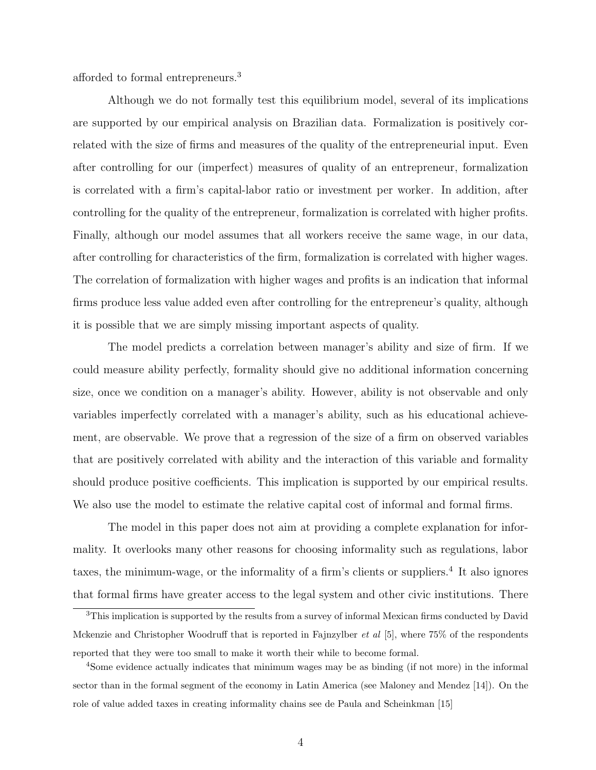afforded to formal entrepreneurs.[3]

Although we do not formally test this equilibrium model, several of its implications are supported by our empirical analysis on Brazilian data. Formalization is positively correlated with the size of firms and measures of the quality of the entrepreneurial input. Even after controlling for our (imperfect) measures of quality of an entrepreneur, formalization is correlated with a firm's capital-labor ratio or investment per worker. In addition, after controlling for the quality of the entrepreneur, formalization is correlated with higher profits. Finally, although our model assumes that all workers receive the same wage, in our data, after controlling for characteristics of the firm, formalization is correlated with higher wages. The correlation of formalization with higher wages and profits is an indication that informal firms produce less value added even after controlling for the entrepreneur's quality, although it is possible that we are simply missing important aspects of quality.

The model predicts a correlation between manager's ability and size of firm. If we could measure ability perfectly, formality should give no additional information concerning size, once we condition on a manager's ability. However, ability is not observable and only variables imperfectly correlated with a manager's ability, such as his educational achievement, are observable. We prove that a regression of the size of a firm on observed variables that are positively correlated with ability and the interaction of this variable and formality should produce positive coefficients. This implication is supported by our empirical results. We also use the model to estimate the relative capital cost of informal and formal firms.

The model in this paper does not aim at providing a complete explanation for informality. It overlooks many other reasons for choosing informality such as regulations, labor taxes, the minimum-wage, or the informality of a firm's clients or suppliers.[4] It also ignores that formal firms have greater access to the legal system and other civic institutions. There

[3]This implication is supported by the results from a survey of informal Mexican firms conducted by David Mckenzie and Christopher Woodruff that is reported in Fajnzylber *et al* [5], where 75% of the respondents reported that they were too small to make it worth their while to become formal.

[4]Some evidence actually indicates that minimum wages may be as binding (if not more) in the informal sector than in the formal segment of the economy in Latin America (see Maloney and Mendez [14]). On the role of value added taxes in creating informality chains see de Paula and Scheinkman [15]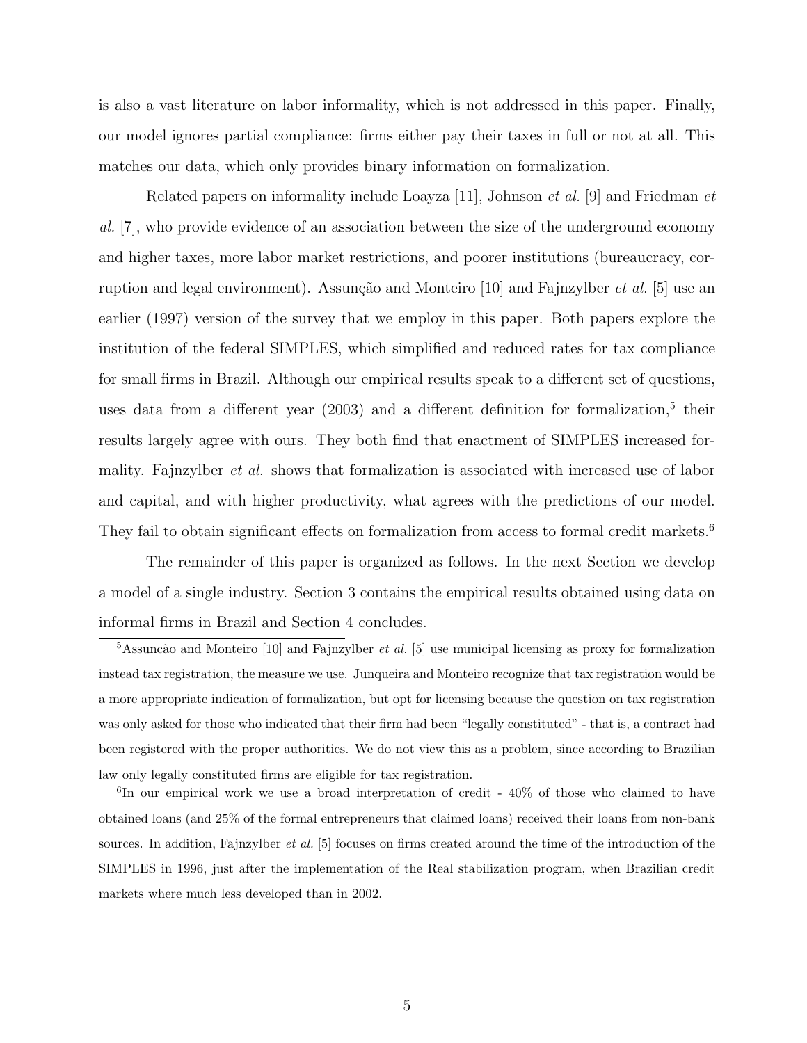is also a vast literature on labor informality, which is not addressed in this paper. Finally, our model ignores partial compliance: firms either pay their taxes in full or not at all. This matches our data, which only provides binary information on formalization.

Related papers on informality include Loayza [11], Johnson *et al.* [9] and Friedman *et al.* [7], who provide evidence of an association between the size of the underground economy and higher taxes, more labor market restrictions, and poorer institutions (bureaucracy, corruption and legal environment). Assunção and Monteiro [10] and Fajnzylber *et al.* [5] use an earlier (1997) version of the survey that we employ in this paper. Both papers explore the institution of the federal SIMPLES, which simplified and reduced rates for tax compliance for small firms in Brazil. Although our empirical results speak to a different set of questions, uses data from a different year (2003) and a different definition for formalization,[5] their results largely agree with ours. They both find that enactment of SIMPLES increased formality. Fajnzylber *et al.* shows that formalization is associated with increased use of labor and capital, and with higher productivity, what agrees with the predictions of our model. They fail to obtain significant effects on formalization from access to formal credit markets.[6]

The remainder of this paper is organized as follows. In the next Section we develop a model of a single industry. Section 3 contains the empirical results obtained using data on informal firms in Brazil and Section 4 concludes.

[5]Assuncão and Monteiro [10] and Fajnzylber *et al.* [5] use municipal licensing as proxy for formalization instead tax registration, the measure we use. Junqueira and Monteiro recognize that tax registration would be a more appropriate indication of formalization, but opt for licensing because the question on tax registration was only asked for those who indicated that their firm had been "legally constituted" - that is, a contract had been registered with the proper authorities. We do not view this as a problem, since according to Brazilian law only legally constituted firms are eligible for tax registration.

[6]In our empirical work we use a broad interpretation of credit - 40% of those who claimed to have obtained loans (and 25% of the formal entrepreneurs that claimed loans) received their loans from non-bank sources. In addition, Fajnzylber *et al.* [5] focuses on firms created around the time of the introduction of the SIMPLES in 1996, just after the implementation of the Real stabilization program, when Brazilian credit markets where much less developed than in 2002.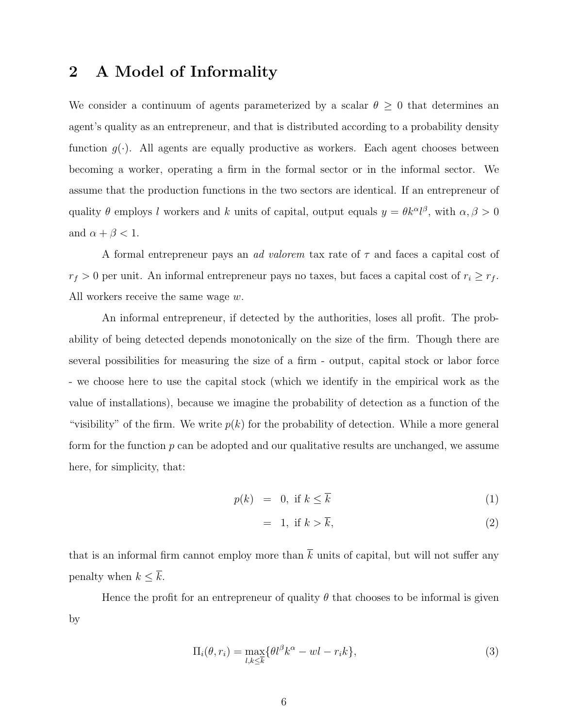## 2 A Model of Informality

We consider a continuum of agents parameterized by a scalar $\theta \geq 0$ that determines an agent's quality as an entrepreneur, and that is distributed according to a probability density function $g(\cdot)$. All agents are equally productive as workers. Each agent chooses between becoming a worker, operating a firm in the formal sector or in the informal sector. We assume that the production functions in the two sectors are identical. If an entrepreneur of quality $\theta$ employs $l$ workers and $k$ units of capital, output equals $y = \theta k^{\alpha} l^{\beta}$, with $\alpha, \beta > 0$ and $\alpha + \beta < 1$.

A formal entrepreneur pays an *ad valorem* tax rate of $\tau$ and faces a capital cost of $r_f > 0$ per unit. An informal entrepreneur pays no taxes, but faces a capital cost of $r_i \geq r_f$. All workers receive the same wage $w$.

An informal entrepreneur, if detected by the authorities, loses all profit. The probability of being detected depends monotonically on the size of the firm. Though there are several possibilities for measuring the size of a firm - output, capital stock or labor force - we choose here to use the capital stock (which we identify in the empirical work as the value of installations), because we imagine the probability of detection as a function of the "visibility" of the firm. We write $p(k)$ for the probability of detection. While a more general form for the function $p$ can be adopted and our qualitative results are unchanged, we assume here, for simplicity, that:

$$
\begin{aligned}
p(k) &= 0, \text{ if } k \leq \overline{k} &(1)\\
&= 1, \text{ if } k > \overline{k}, &(2)
\end{aligned}
$$

that is an informal firm cannot employ more than $\overline{k}$ units of capital, but will not suffer any penalty when $k \leq \overline{k}$.

Hence the profit for an entrepreneur of quality $\theta$ that chooses to be informal is given by

$$
\Pi_i(\theta, r_i) = \max_{l, k \leq \overline{k}} \{\theta l^{\beta} k^{\alpha} - wl - r_i k\}, \tag{3}
$$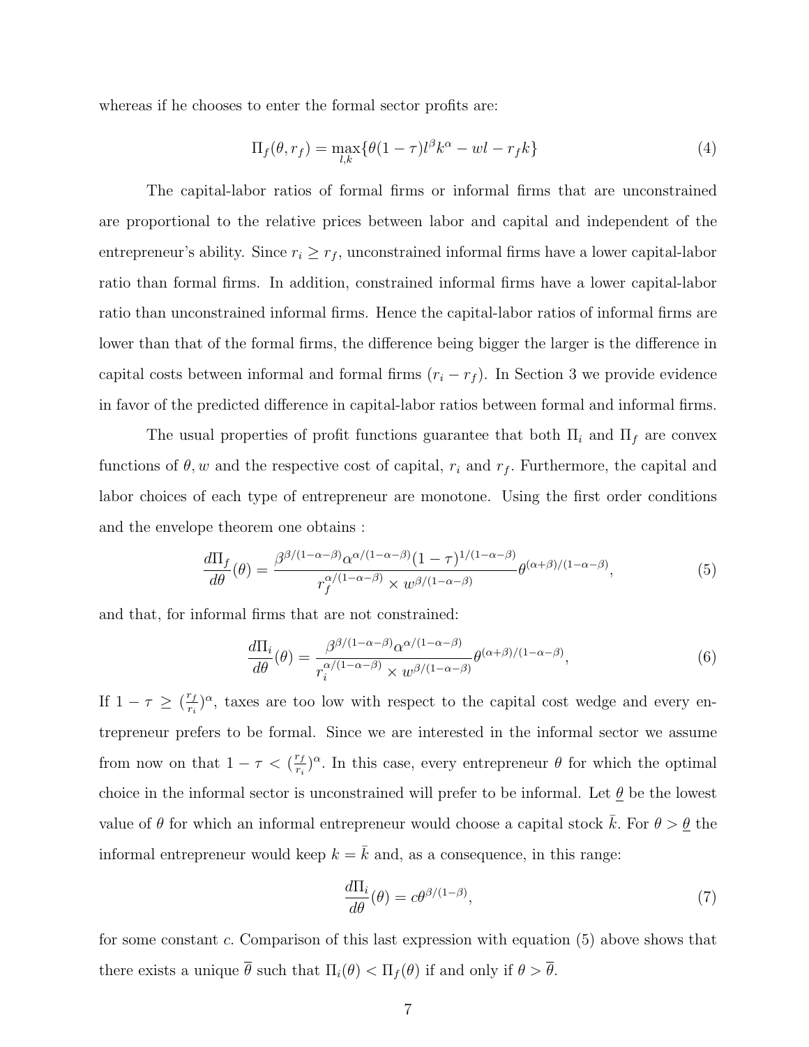whereas if he chooses to enter the formal sector profits are:

$$\Pi_f(\theta, r_f) = \max_{l,k}\{\theta(1-\tau)l^\beta k^\alpha - wl - r_f k\} \tag{4}$$

The capital-labor ratios of formal firms or informal firms that are unconstrained are proportional to the relative prices between labor and capital and independent of the entrepreneur's ability. Since $r_i \geq r_f$, unconstrained informal firms have a lower capital-labor ratio than formal firms. In addition, constrained informal firms have a lower capital-labor ratio than unconstrained informal firms. Hence the capital-labor ratios of informal firms are lower than that of the formal firms, the difference being bigger the larger is the difference in capital costs between informal and formal firms $(r_i - r_f)$. In Section 3 we provide evidence in favor of the predicted difference in capital-labor ratios between formal and informal firms.

The usual properties of profit functions guarantee that both $\Pi_i$ and $\Pi_f$ are convex functions of $\theta, w$ and the respective cost of capital, $r_i$ and $r_f$. Furthermore, the capital and labor choices of each type of entrepreneur are monotone. Using the first order conditions and the envelope theorem one obtains :

$$\frac{d\Pi_f}{d\theta}(\theta) = \frac{\beta^{\beta/(1-\alpha-\beta)}\alpha^{\alpha/(1-\alpha-\beta)}(1-\tau)^{1/(1-\alpha-\beta)}}{r_f^{\alpha/(1-\alpha-\beta)} \times w^{\beta/(1-\alpha-\beta)}}\theta^{(\alpha+\beta)/(1-\alpha-\beta)}, \tag{5}$$

and that, for informal firms that are not constrained:

$$\frac{d\Pi_i}{d\theta}(\theta) = \frac{\beta^{\beta/(1-\alpha-\beta)}\alpha^{\alpha/(1-\alpha-\beta)}}{r_i^{\alpha/(1-\alpha-\beta)} \times w^{\beta/(1-\alpha-\beta)}}\theta^{(\alpha+\beta)/(1-\alpha-\beta)}, \tag{6}$$

If $1-\tau \geq (\frac{r_f}{r_i})^\alpha$, taxes are too low with respect to the capital cost wedge and every entrepreneur prefers to be formal. Since we are interested in the informal sector we assume from now on that $1-\tau < (\frac{r_f}{r_i})^\alpha$. In this case, every entrepreneur $\theta$ for which the optimal choice in the informal sector is unconstrained will prefer to be informal. Let $\underline{\theta}$ be the lowest value of $\theta$ for which an informal entrepreneur would choose a capital stock $\bar{k}$. For $\theta > \underline{\theta}$ the informal entrepreneur would keep $k = \bar{k}$ and, as a consequence, in this range:

$$\frac{d\Pi_i}{d\theta}(\theta) = c\theta^{\beta/(1-\beta)}, \tag{7}$$

for some constant $c$. Comparison of this last expression with equation (5) above shows that there exists a unique $\overline{\theta}$ such that $\Pi_i(\theta) < \Pi_f(\theta)$ if and only if $\theta > \overline{\theta}$.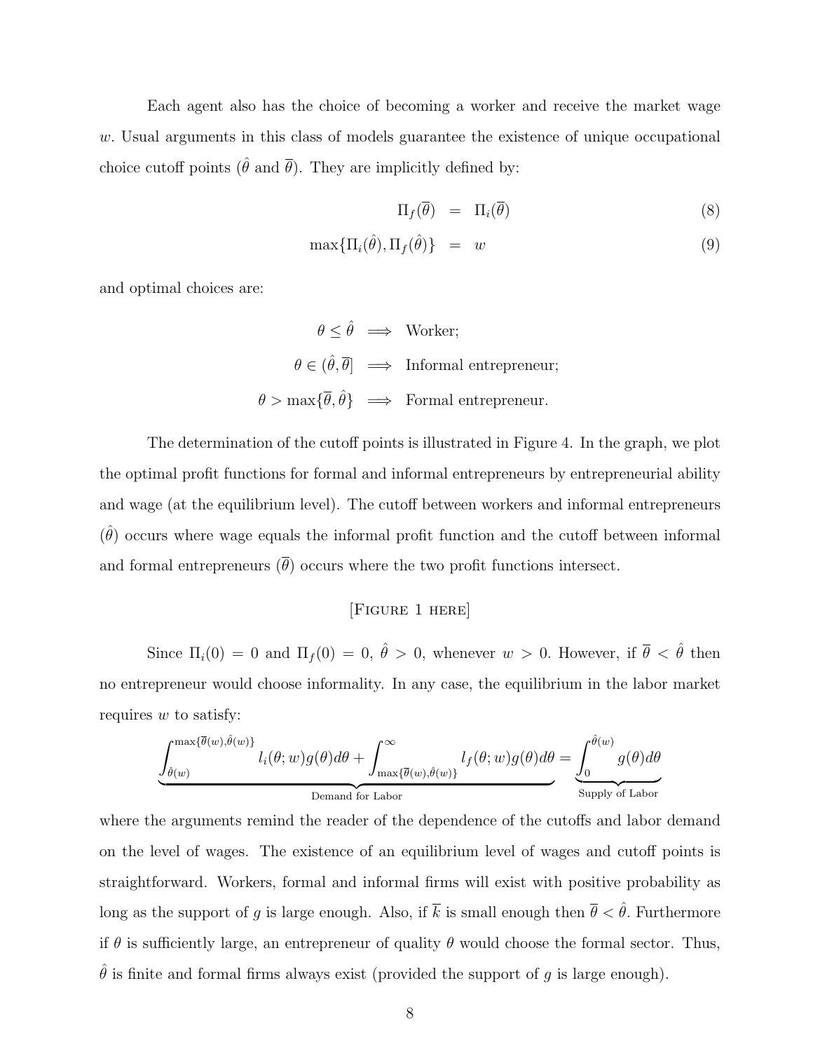Each agent also has the choice of becoming a worker and receive the market wage $w$. Usual arguments in this class of models guarantee the existence of unique occupational choice cutoff points ($\hat{\theta}$ and $\overline{\theta}$). They are implicitly defined by:

$$\Pi_f(\overline{\theta}) = \Pi_i(\overline{\theta}) \tag{8}$$

$$\max\{\Pi_i(\hat{\theta}), \Pi_f(\hat{\theta})\} = w \tag{9}$$

and optimal choices are:

$$\theta \leq \hat{\theta} \implies \text{Worker;}$$

$$\theta \in (\hat{\theta}, \overline{\theta}] \implies \text{Informal entrepreneur;}$$

$$\theta > \max\{\overline{\theta}, \hat{\theta}\} \implies \text{Formal entrepreneur.}$$

The determination of the cutoff points is illustrated in Figure 4. In the graph, we plot the optimal profit functions for formal and informal entrepreneurs by entrepreneurial ability and wage (at the equilibrium level). The cutoff between workers and informal entrepreneurs ($\hat{\theta}$) occurs where wage equals the informal profit function and the cutoff between informal and formal entrepreneurs ($\overline{\theta}$) occurs where the two profit functions intersect.

[Figure 1 here]

Since $\Pi_i(0) = 0$ and $\Pi_f(0) = 0$, $\hat{\theta} > 0$, whenever $w > 0$. However, if $\overline{\theta} < \hat{\theta}$ then no entrepreneur would choose informality. In any case, the equilibrium in the labor market requires $w$ to satisfy:

$$\underbrace{\int_{\hat{\theta}(w)}^{\max\{\overline{\theta}(w), \hat{\theta}(w)\}} l_i(\theta; w) g(\theta) d\theta + \int_{\max\{\overline{\theta}(w), \hat{\theta}(w)\}}^{\infty} l_f(\theta; w) g(\theta) d\theta}_{\text{Demand for Labor}} = \underbrace{\int_0^{\hat{\theta}(w)} g(\theta) d\theta}_{\text{Supply of Labor}}$$

where the arguments remind the reader of the dependence of the cutoffs and labor demand on the level of wages. The existence of an equilibrium level of wages and cutoff points is straightforward. Workers, formal and informal firms will exist with positive probability as long as the support of $g$ is large enough. Also, if $\overline{k}$ is small enough then $\overline{\theta} < \hat{\theta}$. Furthermore if $\theta$ is sufficiently large, an entrepreneur of quality $\theta$ would choose the formal sector. Thus, $\hat{\theta}$ is finite and formal firms always exist (provided the support of $g$ is large enough).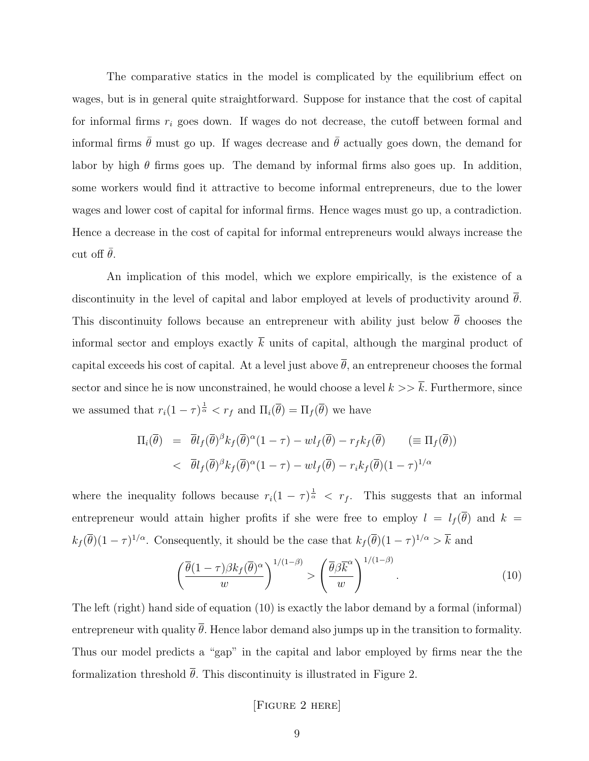The comparative statics in the model is complicated by the equilibrium effect on wages, but is in general quite straightforward. Suppose for instance that the cost of capital for informal firms $r_i$ goes down. If wages do not decrease, the cutoff between formal and informal firms $\bar{\theta}$ must go up. If wages decrease and $\bar{\theta}$ actually goes down, the demand for labor by high $\theta$ firms goes up. The demand by informal firms also goes up. In addition, some workers would find it attractive to become informal entrepreneurs, due to the lower wages and lower cost of capital for informal firms. Hence wages must go up, a contradiction. Hence a decrease in the cost of capital for informal entrepreneurs would always increase the cut off $\bar{\theta}$.

An implication of this model, which we explore empirically, is the existence of a discontinuity in the level of capital and labor employed at levels of productivity around $\overline{\theta}$. This discontinuity follows because an entrepreneur with ability just below $\overline{\theta}$ chooses the informal sector and employs exactly $\overline{k}$ units of capital, although the marginal product of capital exceeds his cost of capital. At a level just above $\overline{\theta}$, an entrepreneur chooses the formal sector and since he is now unconstrained, he would choose a level $k >> \overline{k}$. Furthermore, since we assumed that $r_i(1-\tau)^{\frac{1}{\alpha}} < r_f$ and $\Pi_i(\overline{\theta}) = \Pi_f(\overline{\theta})$ we have

$$
\begin{aligned}
\Pi_i(\overline{\theta}) &= \overline{\theta} l_f(\overline{\theta})^{\beta} k_f(\overline{\theta})^{\alpha}(1-\tau) - w l_f(\overline{\theta}) - r_f k_f(\overline{\theta}) \qquad (\equiv \Pi_f(\overline{\theta})) \\
&< \overline{\theta} l_f(\overline{\theta})^{\beta} k_f(\overline{\theta})^{\alpha}(1-\tau) - w l_f(\overline{\theta}) - r_i k_f(\overline{\theta})(1-\tau)^{1/\alpha}
\end{aligned}
$$

where the inequality follows because $r_i(1-\tau)^{\frac{1}{\alpha}} < r_f$. This suggests that an informal entrepreneur would attain higher profits if she were free to employ $l = l_f(\overline{\theta})$ and $k = k_f(\overline{\theta})(1-\tau)^{1/\alpha}$. Consequently, it should be the case that $k_f(\overline{\theta})(1-\tau)^{1/\alpha} > \overline{k}$ and

$$
\left(\frac{\overline{\theta}(1-\tau)\beta k_f(\overline{\theta})^{\alpha}}{w}\right)^{1/(1-\beta)} > \left(\frac{\overline{\theta}\beta\overline{k}^{\alpha}}{w}\right)^{1/(1-\beta)}. \tag{10}
$$

The left (right) hand side of equation (10) is exactly the labor demand by a formal (informal) entrepreneur with quality $\overline{\theta}$. Hence labor demand also jumps up in the transition to formality. Thus our model predicts a "gap" in the capital and labor employed by firms near the the formalization threshold $\overline{\theta}$. This discontinuity is illustrated in Figure 2.

[Figure 2 here]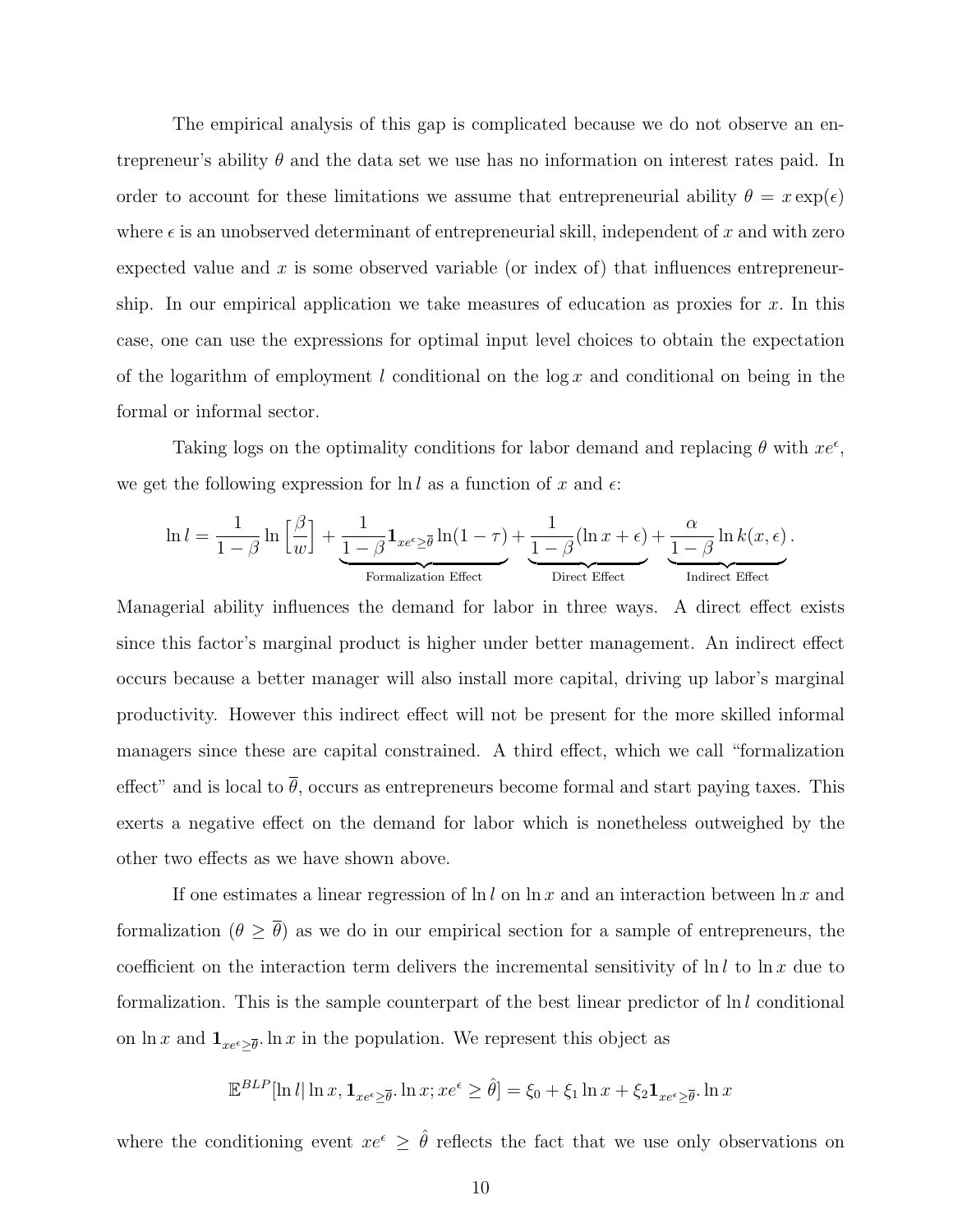The empirical analysis of this gap is complicated because we do not observe an entrepreneur's ability $\theta$ and the data set we use has no information on interest rates paid. In order to account for these limitations we assume that entrepreneurial ability $\theta = x \exp(\epsilon)$ where $\epsilon$ is an unobserved determinant of entrepreneurial skill, independent of $x$ and with zero expected value and $x$ is some observed variable (or index of) that influences entrepreneurship. In our empirical application we take measures of education as proxies for $x$. In this case, one can use the expressions for optimal input level choices to obtain the expectation of the logarithm of employment $l$ conditional on the $\log x$ and conditional on being in the formal or informal sector.

Taking logs on the optimality conditions for labor demand and replacing $\theta$ with $xe^{\epsilon}$, we get the following expression for $\ln l$ as a function of $x$ and $\epsilon$:

$$\ln l = \frac{1}{1-\beta} \ln \left[\frac{\beta}{w}\right] + \underbrace{\frac{1}{1-\beta} \mathbf{1}_{xe^{\epsilon} \geq \overline{\theta}} \ln(1-\tau)}_{\text{Formalization Effect}} + \underbrace{\frac{1}{1-\beta}(\ln x + \epsilon)}_{\text{Direct Effect}} + \underbrace{\frac{\alpha}{1-\beta} \ln k(x, \epsilon)}_{\text{Indirect Effect}}.$$

Managerial ability influences the demand for labor in three ways. A direct effect exists since this factor's marginal product is higher under better management. An indirect effect occurs because a better manager will also install more capital, driving up labor's marginal productivity. However this indirect effect will not be present for the more skilled informal managers since these are capital constrained. A third effect, which we call "formalization effect" and is local to $\overline{\theta}$, occurs as entrepreneurs become formal and start paying taxes. This exerts a negative effect on the demand for labor which is nonetheless outweighed by the other two effects as we have shown above.

If one estimates a linear regression of $\ln l$ on $\ln x$ and an interaction between $\ln x$ and formalization ($\theta \geq \overline{\theta}$) as we do in our empirical section for a sample of entrepreneurs, the coefficient on the interaction term delivers the incremental sensitivity of $\ln l$ to $\ln x$ due to formalization. This is the sample counterpart of the best linear predictor of $\ln l$ conditional on $\ln x$ and $\mathbf{1}_{xe^{\epsilon} \geq \overline{\theta}}. \ln x$ in the population. We represent this object as

$$\mathbb{E}^{BLP}[\ln l | \ln x, \mathbf{1}_{xe^{\epsilon} \geq \overline{\theta}}. \ln x; xe^{\epsilon} \geq \hat{\theta}] = \xi_0 + \xi_1 \ln x + \xi_2 \mathbf{1}_{xe^{\epsilon} \geq \overline{\theta}}. \ln x$$

where the conditioning event $xe^{\epsilon} \geq \hat{\theta}$ reflects the fact that we use only observations on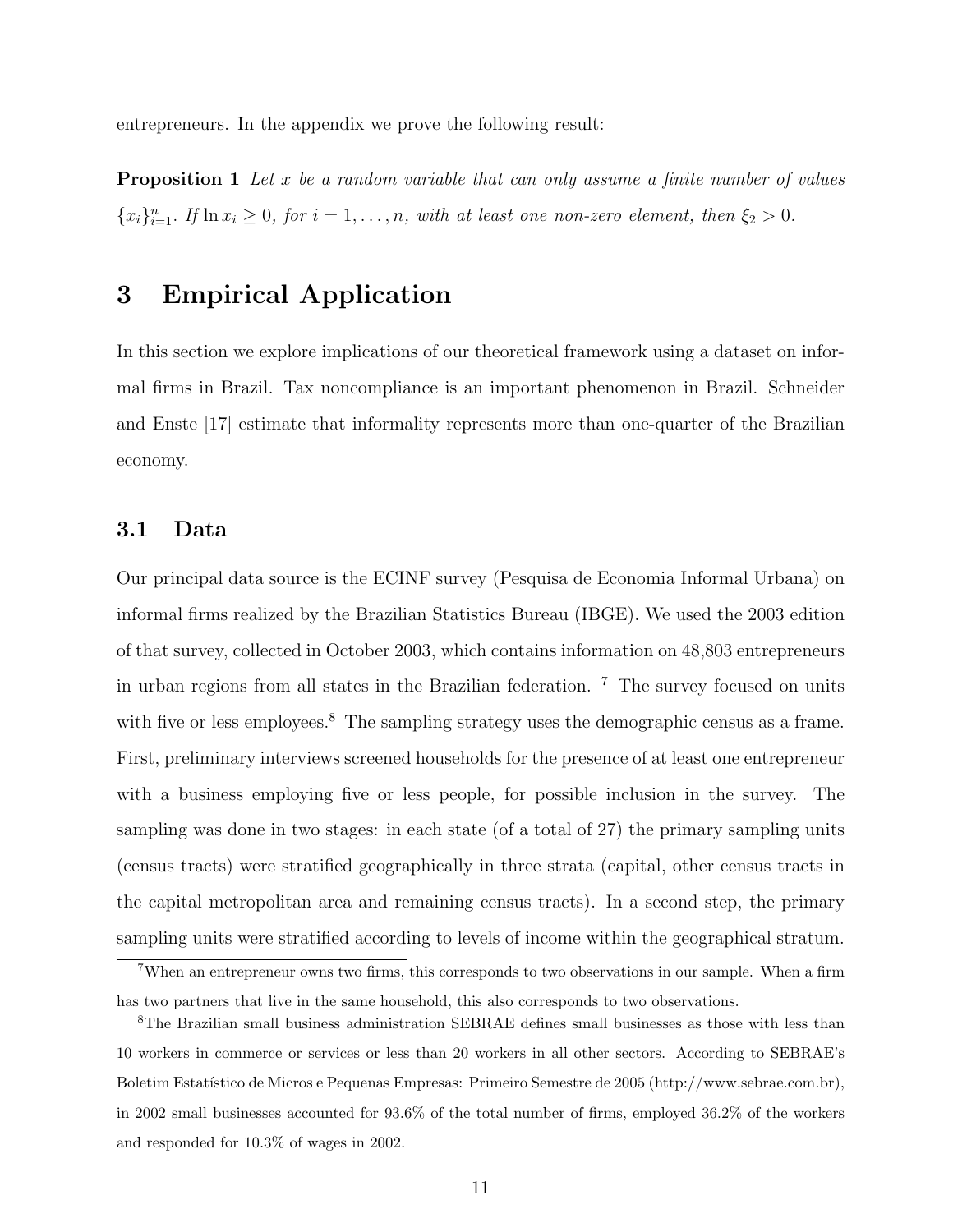entrepreneurs. In the appendix we prove the following result:

**Proposition 1** *Let $x$ be a random variable that can only assume a finite number of values $\{x_i\}_{i=1}^n$. If $\ln x_i \geq 0$, for $i = 1, \ldots, n$, with at least one non-zero element, then $\xi_2 > 0$.*

# 3 Empirical Application

In this section we explore implications of our theoretical framework using a dataset on informal firms in Brazil. Tax noncompliance is an important phenomenon in Brazil. Schneider and Enste [17] estimate that informality represents more than one-quarter of the Brazilian economy.

## 3.1 Data

Our principal data source is the ECINF survey (Pesquisa de Economia Informal Urbana) on informal firms realized by the Brazilian Statistics Bureau (IBGE). We used the 2003 edition of that survey, collected in October 2003, which contains information on 48,803 entrepreneurs in urban regions from all states in the Brazilian federation. [7] The survey focused on units with five or less employees.[8] The sampling strategy uses the demographic census as a frame. First, preliminary interviews screened households for the presence of at least one entrepreneur with a business employing five or less people, for possible inclusion in the survey. The sampling was done in two stages: in each state (of a total of 27) the primary sampling units (census tracts) were stratified geographically in three strata (capital, other census tracts in the capital metropolitan area and remaining census tracts). In a second step, the primary sampling units were stratified according to levels of income within the geographical stratum.

[7] When an entrepreneur owns two firms, this corresponds to two observations in our sample. When a firm has two partners that live in the same household, this also corresponds to two observations.

[8] The Brazilian small business administration SEBRAE defines small businesses as those with less than 10 workers in commerce or services or less than 20 workers in all other sectors. According to SEBRAE's Boletim Estatístico de Micros e Pequenas Empresas: Primeiro Semestre de 2005 (http://www.sebrae.com.br), in 2002 small businesses accounted for 93.6% of the total number of firms, employed 36.2% of the workers and responded for 10.3% of wages in 2002.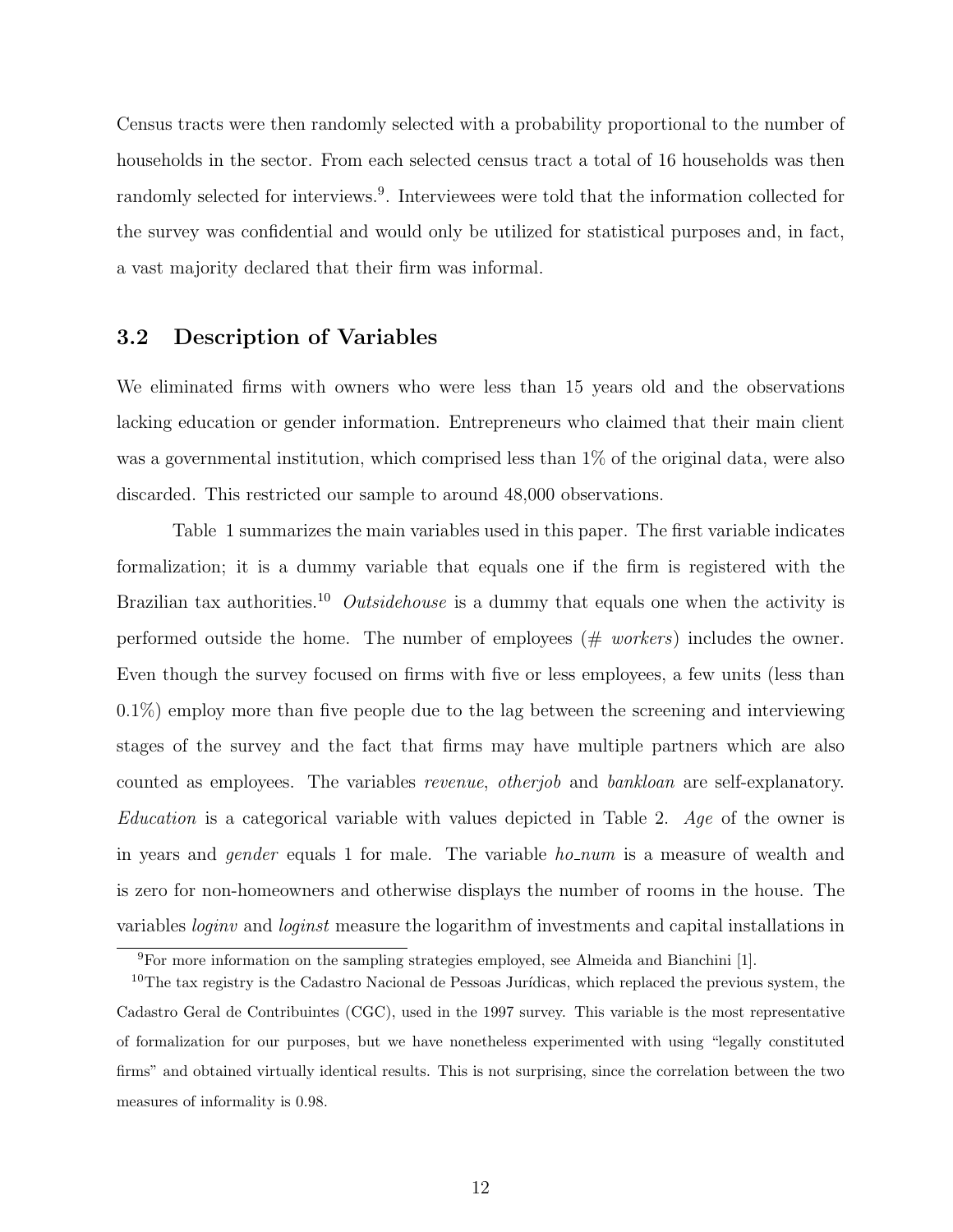Census tracts were then randomly selected with a probability proportional to the number of households in the sector. From each selected census tract a total of 16 households was then randomly selected for interviews.[9]. Interviewees were told that the information collected for the survey was confidential and would only be utilized for statistical purposes and, in fact, a vast majority declared that their firm was informal.

## 3.2 Description of Variables

We eliminated firms with owners who were less than 15 years old and the observations lacking education or gender information. Entrepreneurs who claimed that their main client was a governmental institution, which comprised less than 1% of the original data, were also discarded. This restricted our sample to around 48,000 observations.

Table 1 summarizes the main variables used in this paper. The first variable indicates formalization; it is a dummy variable that equals one if the firm is registered with the Brazilian tax authorities.[10] *Outsidehouse* is a dummy that equals one when the activity is performed outside the home. The number of employees (*# workers*) includes the owner. Even though the survey focused on firms with five or less employees, a few units (less than 0.1%) employ more than five people due to the lag between the screening and interviewing stages of the survey and the fact that firms may have multiple partners which are also counted as employees. The variables *revenue*, *otherjob* and *bankloan* are self-explanatory. *Education* is a categorical variable with values depicted in Table 2. *Age* of the owner is in years and *gender* equals 1 for male. The variable *ho_num* is a measure of wealth and is zero for non-homeowners and otherwise displays the number of rooms in the house. The variables *loginv* and *loginst* measure the logarithm of investments and capital installations in

[9] For more information on the sampling strategies employed, see Almeida and Bianchini [1].

[10] The tax registry is the Cadastro Nacional de Pessoas Jurídicas, which replaced the previous system, the Cadastro Geral de Contribuintes (CGC), used in the 1997 survey. This variable is the most representative of formalization for our purposes, but we have nonetheless experimented with using "legally constituted firms" and obtained virtually identical results. This is not surprising, since the correlation between the two measures of informality is 0.98.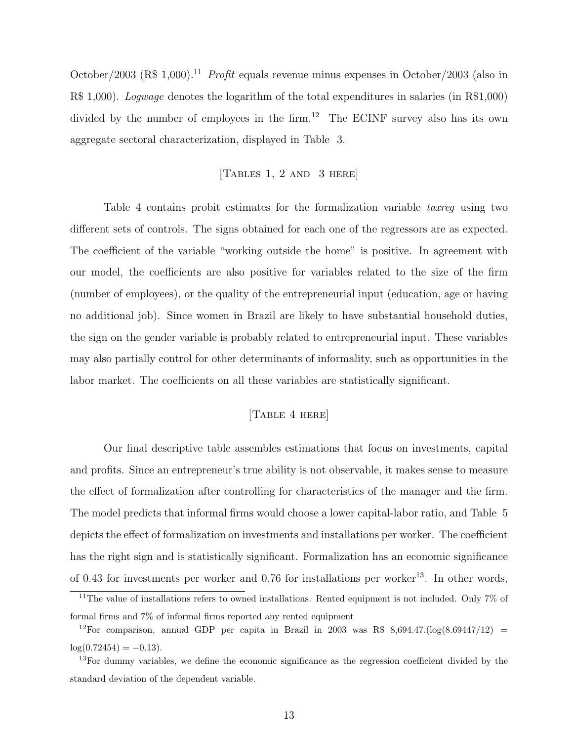October/2003 (R$ 1,000).[11] *Profit* equals revenue minus expenses in October/2003 (also in R$ 1,000). *Logwage* denotes the logarithm of the total expenditures in salaries (in R$1,000) divided by the number of employees in the firm.[12] The ECINF survey also has its own aggregate sectoral characterization, displayed in Table 3.

[Tables 1, 2 and 3 here]

Table 4 contains probit estimates for the formalization variable *taxreg* using two different sets of controls. The signs obtained for each one of the regressors are as expected. The coefficient of the variable "working outside the home" is positive. In agreement with our model, the coefficients are also positive for variables related to the size of the firm (number of employees), or the quality of the entrepreneurial input (education, age or having no additional job). Since women in Brazil are likely to have substantial household duties, the sign on the gender variable is probably related to entrepreneurial input. These variables may also partially control for other determinants of informality, such as opportunities in the labor market. The coefficients on all these variables are statistically significant.

[Table 4 here]

Our final descriptive table assembles estimations that focus on investments, capital and profits. Since an entrepreneur's true ability is not observable, it makes sense to measure the effect of formalization after controlling for characteristics of the manager and the firm. The model predicts that informal firms would choose a lower capital-labor ratio, and Table 5 depicts the effect of formalization on investments and installations per worker. The coefficient has the right sign and is statistically significant. Formalization has an economic significance of 0.43 for investments per worker and 0.76 for installations per worker[13]. In other words,

[11] The value of installations refers to owned installations. Rented equipment is not included. Only 7% of formal firms and 7% of informal firms reported any rented equipment

[12] For comparison, annual GDP per capita in Brazil in 2003 was R$ 8,694.47.($\log(8.69447/12) = \log(0.72454) = -0.13$).

[13] For dummy variables, we define the economic significance as the regression coefficient divided by the standard deviation of the dependent variable.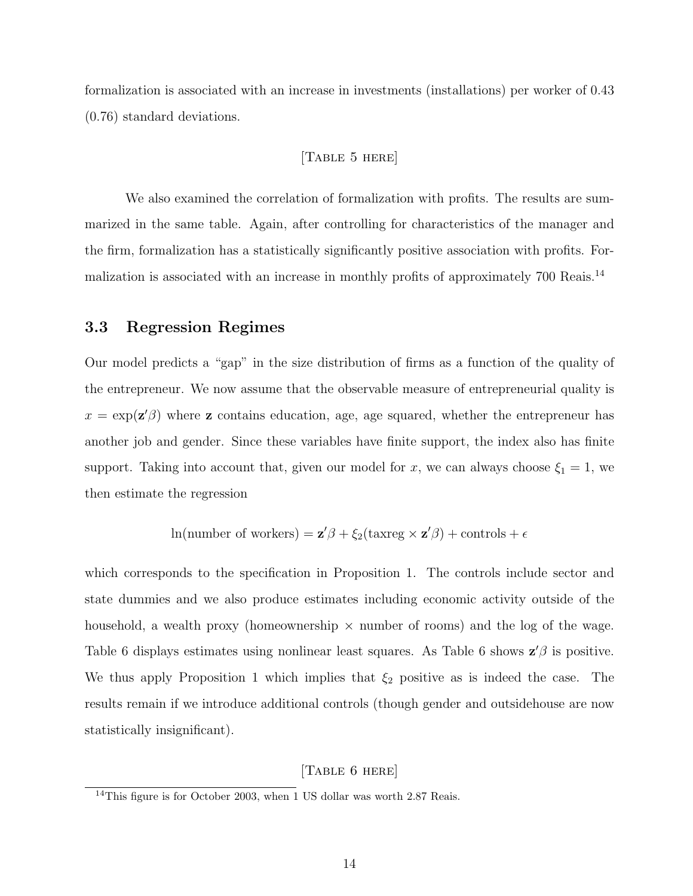formalization is associated with an increase in investments (installations) per worker of 0.43 (0.76) standard deviations.

[Table 5 here]

We also examined the correlation of formalization with profits. The results are summarized in the same table. Again, after controlling for characteristics of the manager and the firm, formalization has a statistically significantly positive association with profits. Formalization is associated with an increase in monthly profits of approximately 700 Reais.[14]

## 3.3 Regression Regimes

Our model predicts a "gap" in the size distribution of firms as a function of the quality of the entrepreneur. We now assume that the observable measure of entrepreneurial quality is $x = \exp(\mathbf{z}'\beta)$ where $\mathbf{z}$ contains education, age, age squared, whether the entrepreneur has another job and gender. Since these variables have finite support, the index also has finite support. Taking into account that, given our model for $x$, we can always choose $\xi_1 = 1$, we then estimate the regression

$$\ln(\text{number of workers}) = \mathbf{z}'\beta + \xi_2(\text{taxreg} \times \mathbf{z}'\beta) + \text{controls} + \epsilon$$

which corresponds to the specification in Proposition 1. The controls include sector and state dummies and we also produce estimates including economic activity outside of the household, a wealth proxy (homeownership $\times$ number of rooms) and the log of the wage. Table 6 displays estimates using nonlinear least squares. As Table 6 shows $\mathbf{z}'\beta$ is positive. We thus apply Proposition 1 which implies that $\xi_2$ positive as is indeed the case. The results remain if we introduce additional controls (though gender and outsidehouse are now statistically insignificant).

[Table 6 here]

[14] This figure is for October 2003, when 1 US dollar was worth 2.87 Reais.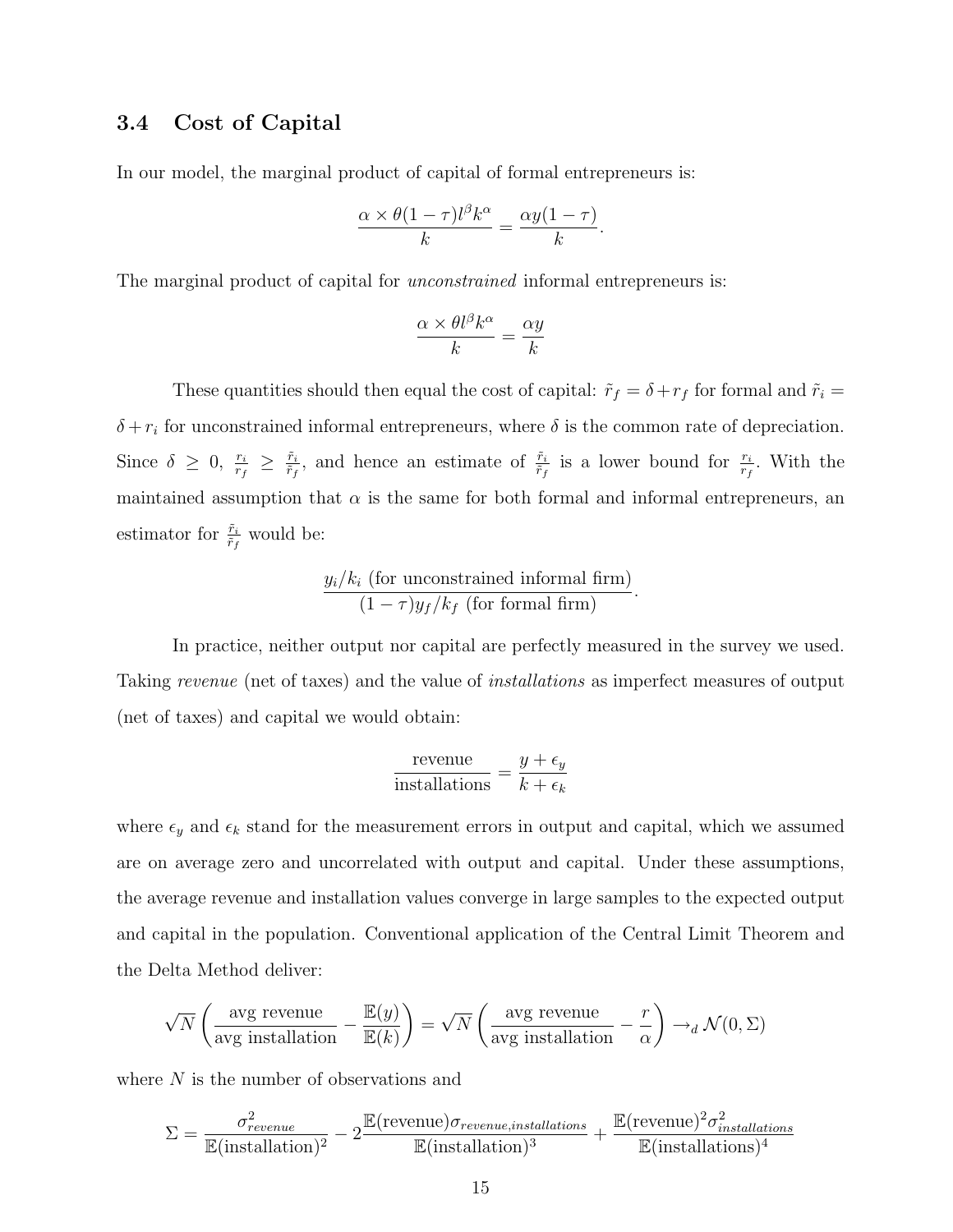### 3.4 Cost of Capital

In our model, the marginal product of capital of formal entrepreneurs is:

$$\frac{\alpha \times \theta(1-\tau)l^{\beta}k^{\alpha}}{k} = \frac{\alpha y(1-\tau)}{k}.$$

The marginal product of capital for *unconstrained* informal entrepreneurs is:

$$\frac{\alpha \times \theta l^{\beta}k^{\alpha}}{k} = \frac{\alpha y}{k}$$

These quantities should then equal the cost of capital: $\tilde{r}_f = \delta + r_f$ for formal and $\tilde{r}_i = \delta + r_i$ for unconstrained informal entrepreneurs, where $\delta$ is the common rate of depreciation. Since $\delta \geq 0$, $\frac{r_i}{r_f} \geq \frac{\tilde{r}_i}{\tilde{r}_f}$, and hence an estimate of $\frac{\tilde{r}_i}{\tilde{r}_f}$ is a lower bound for $\frac{r_i}{r_f}$. With the maintained assumption that $\alpha$ is the same for both formal and informal entrepreneurs, an estimator for $\frac{\tilde{r}_i}{\tilde{r}_f}$ would be:

$$\frac{y_i/k_i \text{ (for unconstrained informal firm)}}{(1-\tau)y_f/k_f \text{ (for formal firm)}}.$$

In practice, neither output nor capital are perfectly measured in the survey we used. Taking *revenue* (net of taxes) and the value of *installations* as imperfect measures of output (net of taxes) and capital we would obtain:

$$\frac{\text{revenue}}{\text{installations}} = \frac{y + \epsilon_y}{k + \epsilon_k}$$

where $\epsilon_y$ and $\epsilon_k$ stand for the measurement errors in output and capital, which we assumed are on average zero and uncorrelated with output and capital. Under these assumptions, the average revenue and installation values converge in large samples to the expected output and capital in the population. Conventional application of the Central Limit Theorem and the Delta Method deliver:

$$\sqrt{N}\left(\frac{\text{avg revenue}}{\text{avg installation}} - \frac{\mathbb{E}(y)}{\mathbb{E}(k)}\right) = \sqrt{N}\left(\frac{\text{avg revenue}}{\text{avg installation}} - \frac{r}{\alpha}\right) \rightarrow_d \mathcal{N}(0, \Sigma)$$

where $N$ is the number of observations and

$$\Sigma = \frac{\sigma^2_{revenue}}{\mathbb{E}(\text{installation})^2} - 2\frac{\mathbb{E}(\text{revenue})\sigma_{revenue,installations}}{\mathbb{E}(\text{installation})^3} + \frac{\mathbb{E}(\text{revenue})^2\sigma^2_{installations}}{\mathbb{E}(\text{installations})^4}$$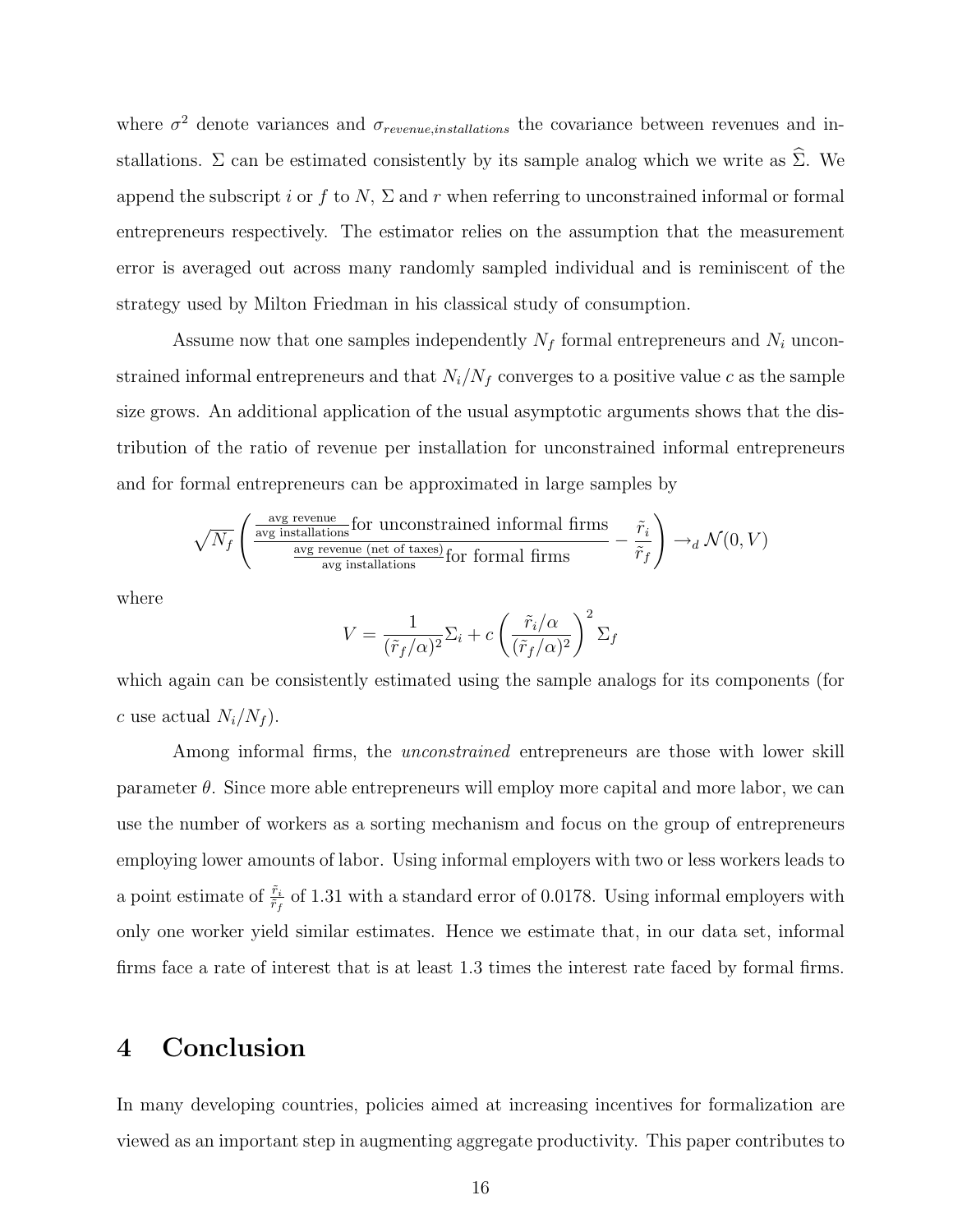where $\sigma^2$ denote variances and $\sigma_{revenue,installations}$ the covariance between revenues and installations. $\Sigma$ can be estimated consistently by its sample analog which we write as $\widehat{\Sigma}$. We append the subscript $i$ or $f$ to $N$, $\Sigma$ and $r$ when referring to unconstrained informal or formal entrepreneurs respectively. The estimator relies on the assumption that the measurement error is averaged out across many randomly sampled individual and is reminiscent of the strategy used by Milton Friedman in his classical study of consumption.

Assume now that one samples independently $N_f$ formal entrepreneurs and $N_i$ unconstrained informal entrepreneurs and that $N_i/N_f$ converges to a positive value $c$ as the sample size grows. An additional application of the usual asymptotic arguments shows that the distribution of the ratio of revenue per installation for unconstrained informal entrepreneurs and for formal entrepreneurs can be approximated in large samples by

$$\sqrt{N_f}\left(\frac{\frac{\text{avg revenue}}{\text{avg installations}}\text{for unconstrained informal firms}}{\frac{\text{avg revenue (net of taxes)}}{\text{avg installations}}\text{for formal firms}} - \frac{\tilde{r}_i}{\tilde{r}_f}\right) \to_d \mathcal{N}(0, V)$$

where

$$V = \frac{1}{(\tilde{r}_f/\alpha)^2}\Sigma_i + c\left(\frac{\tilde{r}_i/\alpha}{(\tilde{r}_f/\alpha)^2}\right)^2 \Sigma_f$$

which again can be consistently estimated using the sample analogs for its components (for $c$ use actual $N_i/N_f$).

Among informal firms, the *unconstrained* entrepreneurs are those with lower skill parameter $\theta$. Since more able entrepreneurs will employ more capital and more labor, we can use the number of workers as a sorting mechanism and focus on the group of entrepreneurs employing lower amounts of labor. Using informal employers with two or less workers leads to a point estimate of $\frac{\tilde{r}_i}{\tilde{r}_f}$ of 1.31 with a standard error of 0.0178. Using informal employers with only one worker yield similar estimates. Hence we estimate that, in our data set, informal firms face a rate of interest that is at least 1.3 times the interest rate faced by formal firms.

# 4 Conclusion

In many developing countries, policies aimed at increasing incentives for formalization are viewed as an important step in augmenting aggregate productivity. This paper contributes to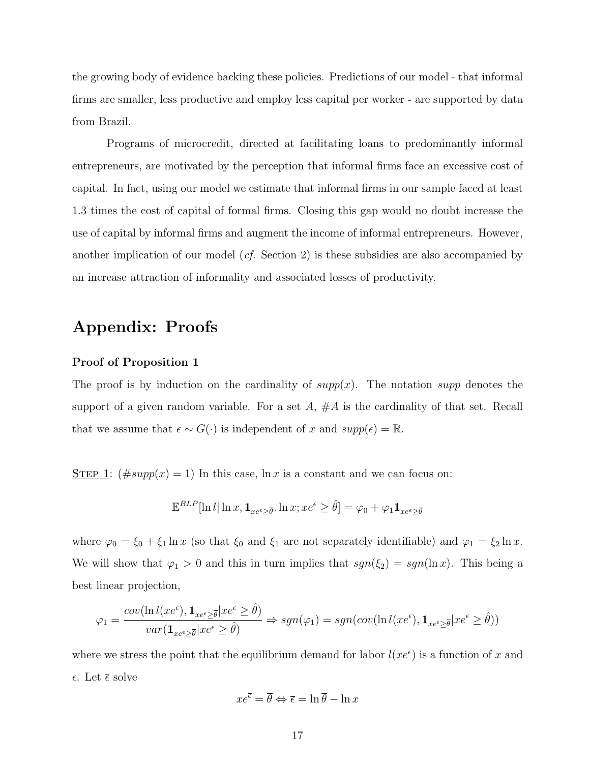the growing body of evidence backing these policies. Predictions of our model - that informal firms are smaller, less productive and employ less capital per worker - are supported by data from Brazil.

Programs of microcredit, directed at facilitating loans to predominantly informal entrepreneurs, are motivated by the perception that informal firms face an excessive cost of capital. In fact, using our model we estimate that informal firms in our sample faced at least 1.3 times the cost of capital of formal firms. Closing this gap would no doubt increase the use of capital by informal firms and augment the income of informal entrepreneurs. However, another implication of our model (*cf.* Section 2) is these subsidies are also accompanied by an increase attraction of informality and associated losses of productivity.

# Appendix: Proofs

### Proof of Proposition 1

The proof is by induction on the cardinality of $supp(x)$. The notation $supp$ denotes the support of a given random variable. For a set $A$, $\#A$ is the cardinality of that set. Recall that we assume that $\epsilon \sim G(\cdot)$ is independent of $x$ and $supp(\epsilon) = \mathbb{R}$.

<u>STEP 1</u>: ($\#supp(x) = 1$) In this case, $\ln x$ is a constant and we can focus on:

$$\mathbb{E}^{BLP}[\ln l | \ln x, \mathbf{1}_{xe^{\epsilon} \geq \overline{\theta}}. \ln x; xe^{\epsilon} \geq \hat{\theta}] = \varphi_0 + \varphi_1 \mathbf{1}_{xe^{\epsilon} \geq \overline{\theta}}$$

where $\varphi_0 = \xi_0 + \xi_1 \ln x$ (so that $\xi_0$ and $\xi_1$ are not separately identifiable) and $\varphi_1 = \xi_2 \ln x$. We will show that $\varphi_1 > 0$ and this in turn implies that $sgn(\xi_2) = sgn(\ln x)$. This being a best linear projection,

$$\varphi_1 = \frac{cov(\ln l(xe^{\epsilon}), \mathbf{1}_{xe^{\epsilon} \geq \overline{\theta}} | xe^{\epsilon} \geq \hat{\theta})}{var(\mathbf{1}_{xe^{\epsilon} \geq \overline{\theta}} | xe^{\epsilon} \geq \hat{\theta})} \Rightarrow sgn(\varphi_1) = sgn(cov(\ln l(xe^{\epsilon}), \mathbf{1}_{xe^{\epsilon} \geq \overline{\theta}} | xe^{\epsilon} \geq \hat{\theta}))$$

where we stress the point that the equilibrium demand for labor $l(xe^{\epsilon})$ is a function of $x$ and $\epsilon$. Let $\overline{\epsilon}$ solve

$$xe^{\overline{\epsilon}} = \overline{\theta} \Leftrightarrow \overline{\epsilon} = \ln \overline{\theta} - \ln x$$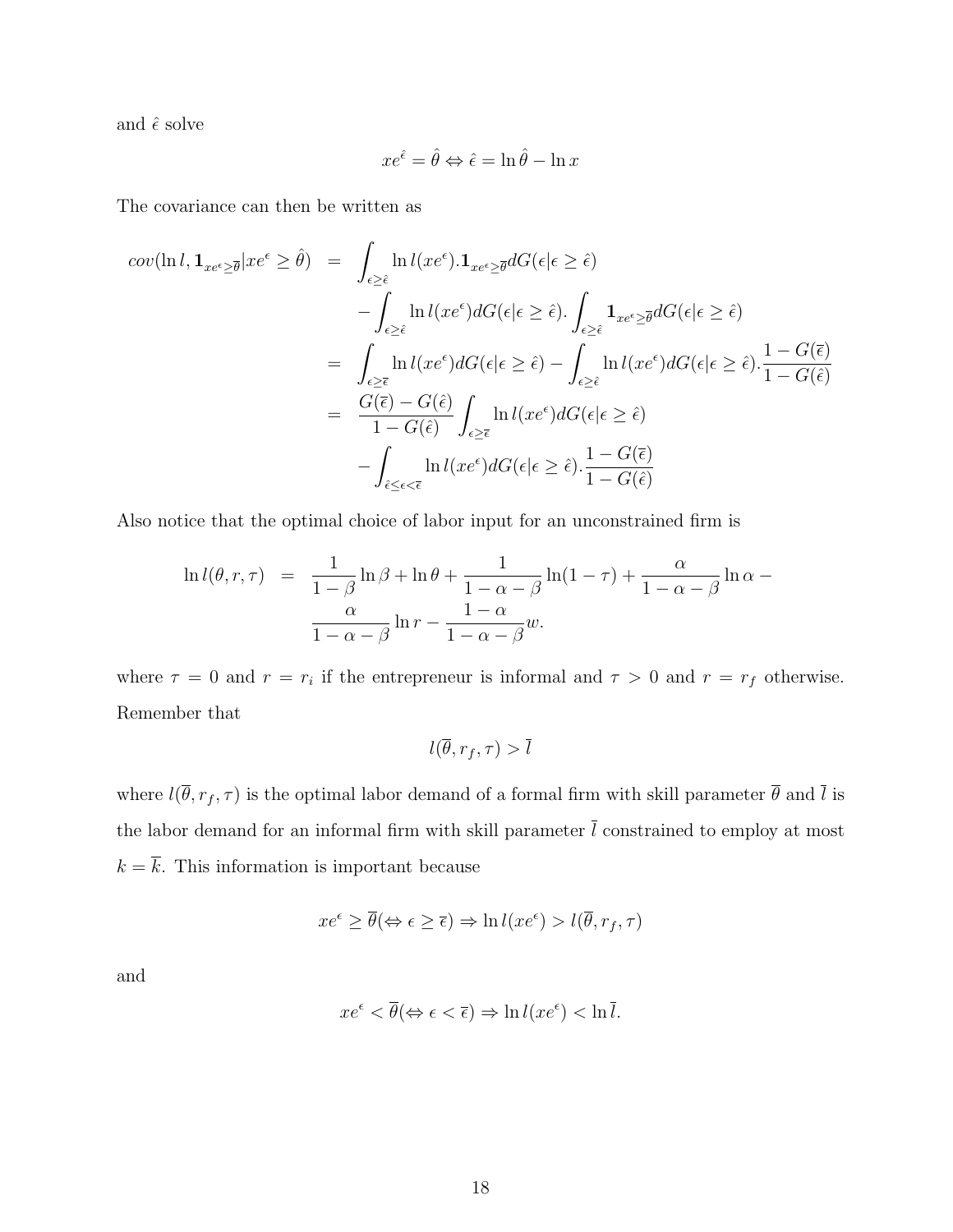and $\hat{\epsilon}$ solve

$$xe^{\hat{\epsilon}} = \hat{\theta} \Leftrightarrow \hat{\epsilon} = \ln \hat{\theta} - \ln x$$

The covariance can then be written as

$$\begin{aligned}
cov(\ln l, \mathbf{1}_{xe^{\epsilon} \geq \overline{\theta}} | xe^{\epsilon} \geq \hat{\theta}) &= \int_{\epsilon \geq \hat{\epsilon}} \ln l(xe^{\epsilon}).\mathbf{1}_{xe^{\epsilon} \geq \overline{\theta}} dG(\epsilon | \epsilon \geq \hat{\epsilon}) \\
&\quad - \int_{\epsilon \geq \hat{\epsilon}} \ln l(xe^{\epsilon}) dG(\epsilon | \epsilon \geq \hat{\epsilon}). \int_{\epsilon \geq \hat{\epsilon}} \mathbf{1}_{xe^{\epsilon} \geq \overline{\theta}} dG(\epsilon | \epsilon \geq \hat{\epsilon}) \\
&= \int_{\epsilon \geq \overline{\epsilon}} \ln l(xe^{\epsilon}) dG(\epsilon | \epsilon \geq \hat{\epsilon}) - \int_{\epsilon \geq \hat{\epsilon}} \ln l(xe^{\epsilon}) dG(\epsilon | \epsilon \geq \hat{\epsilon}). \frac{1 - G(\overline{\epsilon})}{1 - G(\hat{\epsilon})} \\
&= \frac{G(\overline{\epsilon}) - G(\hat{\epsilon})}{1 - G(\hat{\epsilon})} \int_{\epsilon \geq \overline{\epsilon}} \ln l(xe^{\epsilon}) dG(\epsilon | \epsilon \geq \hat{\epsilon}) \\
&\quad - \int_{\hat{\epsilon} \leq \epsilon < \overline{\epsilon}} \ln l(xe^{\epsilon}) dG(\epsilon | \epsilon \geq \hat{\epsilon}). \frac{1 - G(\overline{\epsilon})}{1 - G(\hat{\epsilon})}
\end{aligned}$$

Also notice that the optimal choice of labor input for an unconstrained firm is

$$\begin{aligned}
\ln l(\theta, r, \tau) &= \frac{1}{1 - \beta} \ln \beta + \ln \theta + \frac{1}{1 - \alpha - \beta} \ln(1 - \tau) + \frac{\alpha}{1 - \alpha - \beta} \ln \alpha - \\
&\quad \frac{\alpha}{1 - \alpha - \beta} \ln r - \frac{1 - \alpha}{1 - \alpha - \beta} w.
\end{aligned}$$

where $\tau = 0$ and $r = r_i$ if the entrepreneur is informal and $\tau > 0$ and $r = r_f$ otherwise. Remember that

$$l(\overline{\theta}, r_f, \tau) > \overline{l}$$

where $l(\overline{\theta}, r_f, \tau)$ is the optimal labor demand of a formal firm with skill parameter $\overline{\theta}$ and $\overline{l}$ is the labor demand for an informal firm with skill parameter $\overline{l}$ constrained to employ at most $k = \overline{k}$. This information is important because

$$xe^{\epsilon} \geq \overline{\theta} (\Leftrightarrow \epsilon \geq \overline{\epsilon}) \Rightarrow \ln l(xe^{\epsilon}) > l(\overline{\theta}, r_f, \tau)$$

and

$$xe^{\epsilon} < \overline{\theta} (\Leftrightarrow \epsilon < \overline{\epsilon}) \Rightarrow \ln l(xe^{\epsilon}) < \ln \overline{l}.$$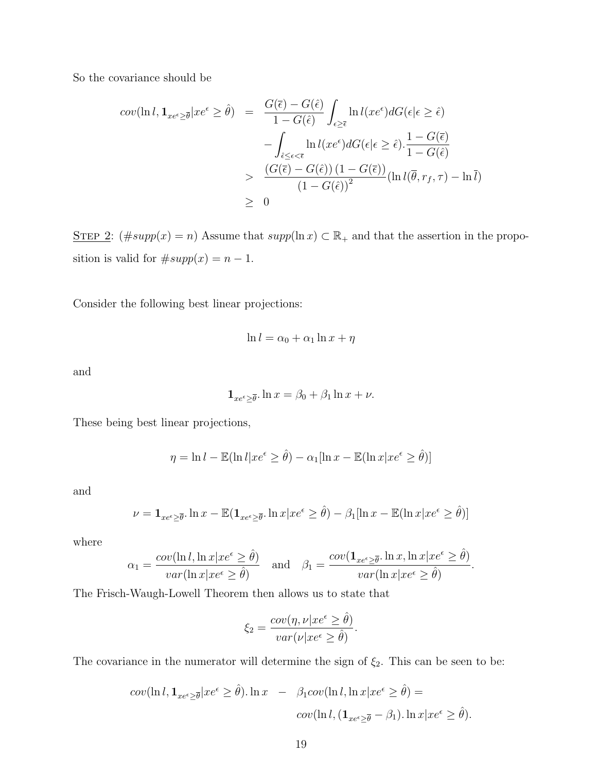So the covariance should be

$$
\begin{aligned}
cov(\ln l, \mathbf{1}_{xe^\epsilon \geq \overline{\theta}} | xe^\epsilon \geq \hat{\theta}) &= \frac{G(\overline{\epsilon}) - G(\hat{\epsilon})}{1 - G(\hat{\epsilon})} \int_{\epsilon \geq \overline{\epsilon}} \ln l(xe^\epsilon) dG(\epsilon | \epsilon \geq \hat{\epsilon}) \\
&\quad - \int_{\hat{\epsilon} \leq \epsilon < \overline{\epsilon}} \ln l(xe^\epsilon) dG(\epsilon | \epsilon \geq \hat{\epsilon}) . \frac{1 - G(\overline{\epsilon})}{1 - G(\hat{\epsilon})} \\
&> \frac{(G(\overline{\epsilon}) - G(\hat{\epsilon}))(1 - G(\overline{\epsilon}))}{(1 - G(\hat{\epsilon}))^2} (\ln l(\overline{\theta}, r_f, \tau) - \ln \overline{l}) \\
&\geq 0
\end{aligned}
$$

<u>STEP 2</u>: ($\#supp(x) = n$) Assume that $supp(\ln x) \subset \mathbb{R}_+$ and that the assertion in the proposition is valid for $\#supp(x) = n - 1$.

Consider the following best linear projections:

$$
\ln l = \alpha_0 + \alpha_1 \ln x + \eta
$$

and

$$
\mathbf{1}_{xe^\epsilon \geq \overline{\theta}} . \ln x = \beta_0 + \beta_1 \ln x + \nu.
$$

These being best linear projections,

$$
\eta = \ln l - \mathbb{E}(\ln l | xe^\epsilon \geq \hat{\theta}) - \alpha_1 [\ln x - \mathbb{E}(\ln x | xe^\epsilon \geq \hat{\theta})]
$$

and

$$
\nu = \mathbf{1}_{xe^\epsilon \geq \overline{\theta}} . \ln x - \mathbb{E}(\mathbf{1}_{xe^\epsilon \geq \overline{\theta}} . \ln x | xe^\epsilon \geq \hat{\theta}) - \beta_1 [\ln x - \mathbb{E}(\ln x | xe^\epsilon \geq \hat{\theta})]
$$

where

$$
\alpha_1 = \frac{cov(\ln l, \ln x | xe^\epsilon \geq \hat{\theta})}{var(\ln x | xe^\epsilon \geq \hat{\theta})} \quad \text{and} \quad \beta_1 = \frac{cov(\mathbf{1}_{xe^\epsilon \geq \overline{\theta}} . \ln x, \ln x | xe^\epsilon \geq \hat{\theta})}{var(\ln x | xe^\epsilon \geq \hat{\theta})}.
$$

The Frisch-Waugh-Lowell Theorem then allows us to state that

$$
\xi_2 = \frac{cov(\eta, \nu | xe^\epsilon \geq \hat{\theta})}{var(\nu | xe^\epsilon \geq \hat{\theta})}.
$$

The covariance in the numerator will determine the sign of $\xi_2$. This can be seen to be:

$$
\begin{aligned}
cov(\ln l, \mathbf{1}_{xe^\epsilon \geq \overline{\theta}} | xe^\epsilon \geq \hat{\theta}). \ln x \quad - \quad \beta_1 cov(\ln l, \ln x | xe^\epsilon \geq \hat{\theta}) = \\
cov(\ln l, (\mathbf{1}_{xe^\epsilon \geq \overline{\theta}} - \beta_1). \ln x | xe^\epsilon \geq \hat{\theta}).
\end{aligned}
$$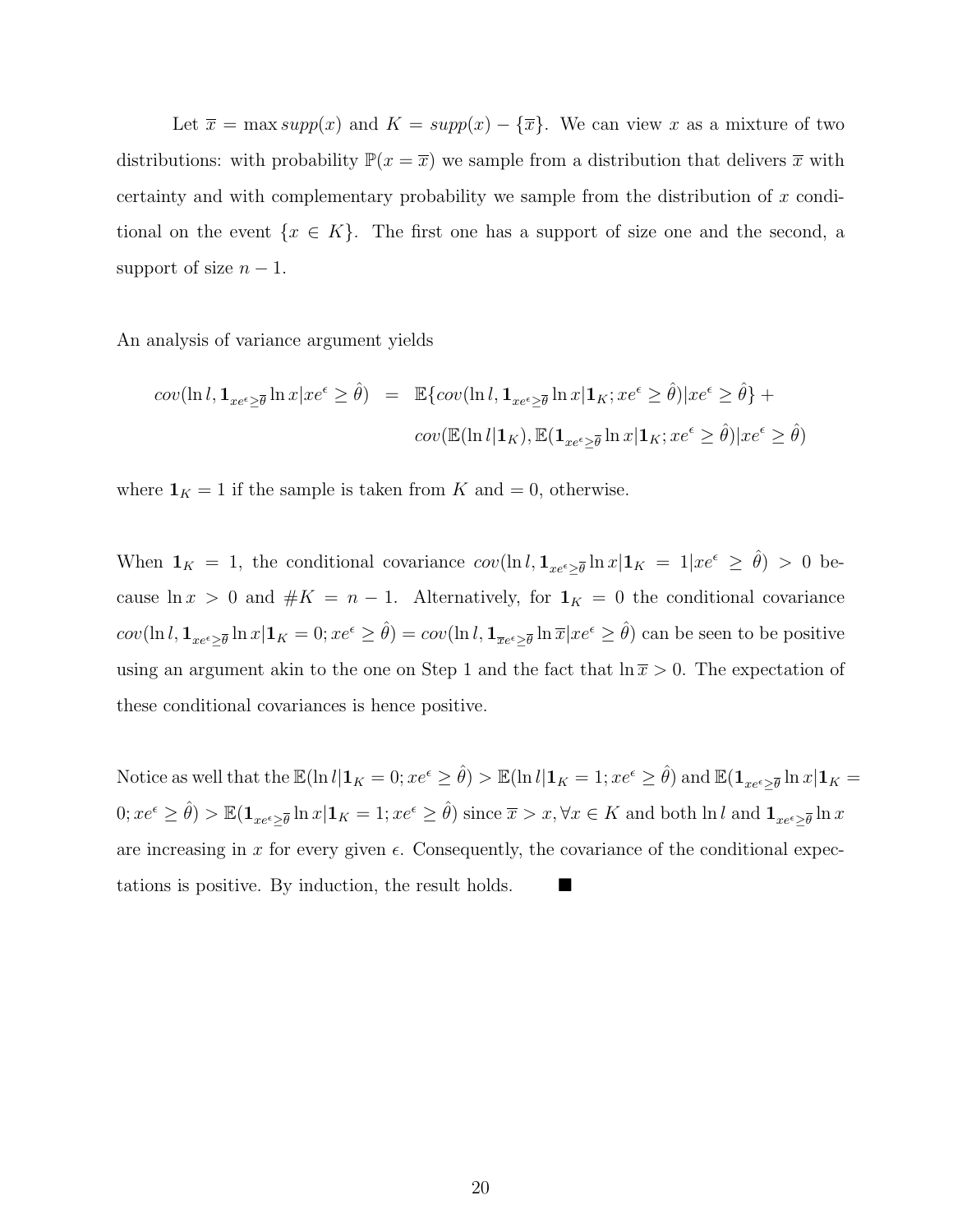Let $\overline{x} = \max supp(x)$ and $K = supp(x) - \{\overline{x}\}$. We can view $x$ as a mixture of two distributions: with probability $\mathbb{P}(x = \overline{x})$ we sample from a distribution that delivers $\overline{x}$ with certainty and with complementary probability we sample from the distribution of $x$ conditional on the event $\{x \in K\}$. The first one has a support of size one and the second, a support of size $n - 1$.

An analysis of variance argument yields

$$
\begin{aligned}
cov(\ln l, \mathbf{1}_{xe^{\epsilon} \geq \overline{\theta}} \ln x | xe^{\epsilon} \geq \hat{\theta}) \quad &= \quad \mathbb{E}\{cov(\ln l, \mathbf{1}_{xe^{\epsilon} \geq \overline{\theta}} \ln x | \mathbf{1}_K ; xe^{\epsilon} \geq \hat{\theta}) | xe^{\epsilon} \geq \hat{\theta}\} + \\
&\quad\; cov(\mathbb{E}(\ln l | \mathbf{1}_K), \mathbb{E}(\mathbf{1}_{xe^{\epsilon} \geq \overline{\theta}} \ln x | \mathbf{1}_K ; xe^{\epsilon} \geq \hat{\theta}) | xe^{\epsilon} \geq \hat{\theta})
\end{aligned}
$$

where $\mathbf{1}_K = 1$ if the sample is taken from $K$ and $= 0$, otherwise.

When $\mathbf{1}_K = 1$, the conditional covariance $cov(\ln l, \mathbf{1}_{xe^{\epsilon} \geq \overline{\theta}} \ln x | \mathbf{1}_K = 1 | xe^{\epsilon} \geq \hat{\theta}) > 0$ because $\ln x > 0$ and $\#K = n - 1$. Alternatively, for $\mathbf{1}_K = 0$ the conditional covariance $cov(\ln l, \mathbf{1}_{xe^{\epsilon} \geq \overline{\theta}} \ln x | \mathbf{1}_K = 0; xe^{\epsilon} \geq \hat{\theta}) = cov(\ln l, \mathbf{1}_{\overline{x}e^{\epsilon} \geq \overline{\theta}} \ln \overline{x} | xe^{\epsilon} \geq \hat{\theta})$ can be seen to be positive using an argument akin to the one on Step 1 and the fact that $\ln \overline{x} > 0$. The expectation of these conditional covariances is hence positive.

Notice as well that the $\mathbb{E}(\ln l | \mathbf{1}_K = 0; xe^{\epsilon} \geq \hat{\theta}) > \mathbb{E}(\ln l | \mathbf{1}_K = 1; xe^{\epsilon} \geq \hat{\theta})$ and $\mathbb{E}(\mathbf{1}_{xe^{\epsilon} \geq \overline{\theta}} \ln x | \mathbf{1}_K = 0; xe^{\epsilon} \geq \hat{\theta}) > \mathbb{E}(\mathbf{1}_{xe^{\epsilon} \geq \overline{\theta}} \ln x | \mathbf{1}_K = 1; xe^{\epsilon} \geq \hat{\theta})$ since $\overline{x} > x, \forall x \in K$ and both $\ln l$ and $\mathbf{1}_{xe^{\epsilon} \geq \overline{\theta}} \ln x$ are increasing in $x$ for every given $\epsilon$. Consequently, the covariance of the conditional expectations is positive. By induction, the result holds. ■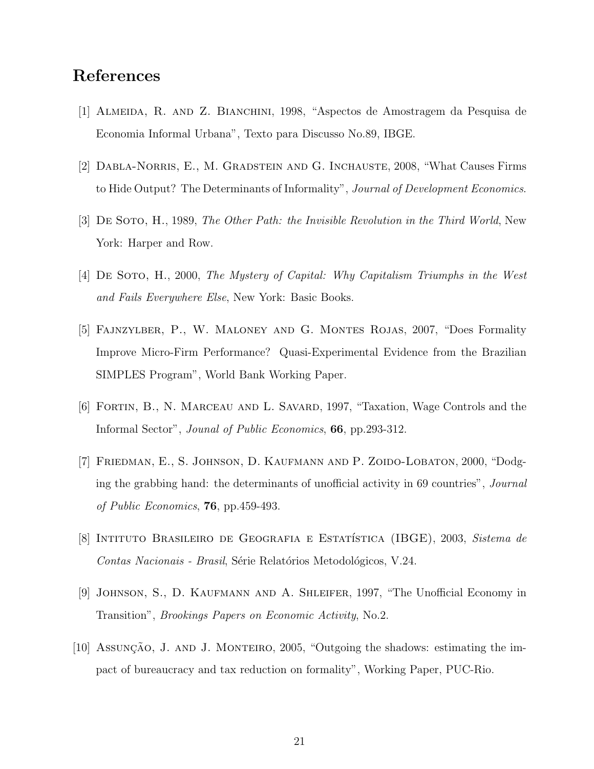## References

[1] Almeida, R. and Z. Bianchini, 1998, "Aspectos de Amostragem da Pesquisa de Economia Informal Urbana", Texto para Discusso No.89, IBGE.

[2] Dabla-Norris, E., M. Gradstein and G. Inchauste, 2008, "What Causes Firms to Hide Output? The Determinants of Informality", *Journal of Development Economics*.

[3] De Soto, H., 1989, *The Other Path: the Invisible Revolution in the Third World*, New York: Harper and Row.

[4] De Soto, H., 2000, *The Mystery of Capital: Why Capitalism Triumphs in the West and Fails Everywhere Else*, New York: Basic Books.

[5] Fajnzylber, P., W. Maloney and G. Montes Rojas, 2007, "Does Formality Improve Micro-Firm Performance? Quasi-Experimental Evidence from the Brazilian SIMPLES Program", World Bank Working Paper.

[6] Fortin, B., N. Marceau and L. Savard, 1997, "Taxation, Wage Controls and the Informal Sector", *Jounal of Public Economics*, **66**, pp.293-312.

[7] Friedman, E., S. Johnson, D. Kaufmann and P. Zoido-Lobaton, 2000, "Dodging the grabbing hand: the determinants of unofficial activity in 69 countries", *Journal of Public Economics*, **76**, pp.459-493.

[8] Intituto Brasileiro de Geografia e Estatística (IBGE), 2003, *Sistema de Contas Nacionais - Brasil*, Série Relatórios Metodológicos, V.24.

[9] Johnson, S., D. Kaufmann and A. Shleifer, 1997, "The Unofficial Economy in Transition", *Brookings Papers on Economic Activity*, No.2.

[10] Assunção, J. and J. Monteiro, 2005, "Outgoing the shadows: estimating the impact of bureaucracy and tax reduction on formality", Working Paper, PUC-Rio.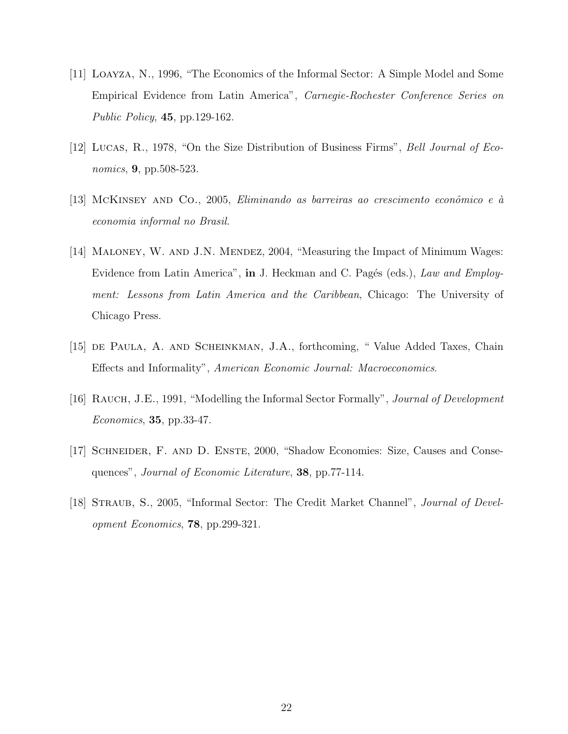[11] Loayza, N., 1996, "The Economics of the Informal Sector: A Simple Model and Some Empirical Evidence from Latin America", *Carnegie-Rochester Conference Series on Public Policy*, **45**, pp.129-162.

[12] Lucas, R., 1978, "On the Size Distribution of Business Firms", *Bell Journal of Economics*, **9**, pp.508-523.

[13] McKinsey and Co., 2005, *Eliminando as barreiras ao crescimento econômico e à economia informal no Brasil*.

[14] Maloney, W. and J.N. Mendez, 2004, "Measuring the Impact of Minimum Wages: Evidence from Latin America", **in** J. Heckman and C. Pagés (eds.), *Law and Employment: Lessons from Latin America and the Caribbean*, Chicago: The University of Chicago Press.

[15] de Paula, A. and Scheinkman, J.A., forthcoming, " Value Added Taxes, Chain Effects and Informality", *American Economic Journal: Macroeconomics*.

[16] Rauch, J.E., 1991, "Modelling the Informal Sector Formally", *Journal of Development Economics*, **35**, pp.33-47.

[17] Schneider, F. and D. Enste, 2000, "Shadow Economies: Size, Causes and Consequences", *Journal of Economic Literature*, **38**, pp.77-114.

[18] Straub, S., 2005, "Informal Sector: The Credit Market Channel", *Journal of Development Economics*, **78**, pp.299-321.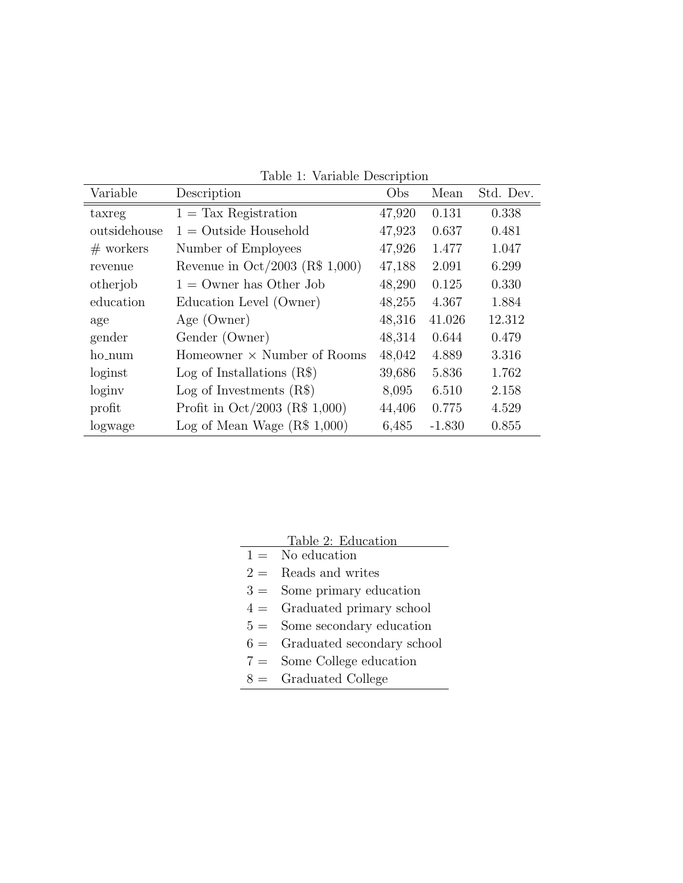Table 1: Variable Description

| Variable | Description | Obs | Mean | Std. Dev. |
|---|---|---|---|---|
| taxreg | 1 = Tax Registration | 47,920 | 0.131 | 0.338 |
| outsidehouse | 1 = Outside Household | 47,923 | 0.637 | 0.481 |
| # workers | Number of Employees | 47,926 | 1.477 | 1.047 |
| revenue | Revenue in Oct/2003 (R$ 1,000) | 47,188 | 2.091 | 6.299 |
| otherjob | 1 = Owner has Other Job | 48,290 | 0.125 | 0.330 |
| education | Education Level (Owner) | 48,255 | 4.367 | 1.884 |
| age | Age (Owner) | 48,316 | 41.026 | 12.312 |
| gender | Gender (Owner) | 48,314 | 0.644 | 0.479 |
| ho_num | Homeowner × Number of Rooms | 48,042 | 4.889 | 3.316 |
| loginst | Log of Installations (R$) | 39,686 | 5.836 | 1.762 |
| loginv | Log of Investments (R$) | 8,095 | 6.510 | 2.158 |
| profit | Profit in Oct/2003 (R$ 1,000) | 44,406 | 0.775 | 4.529 |
| logwage | Log of Mean Wage (R$ 1,000) | 6,485 | -1.830 | 0.855 |

Table 2: Education

| | |
|---|---|
| 1 = | No education |
| 2 = | Reads and writes |
| 3 = | Some primary education |
| 4 = | Graduated primary school |
| 5 = | Some secondary education |
| 6 = | Graduated secondary school |
| 7 = | Some College education |
| 8 = | Graduated College |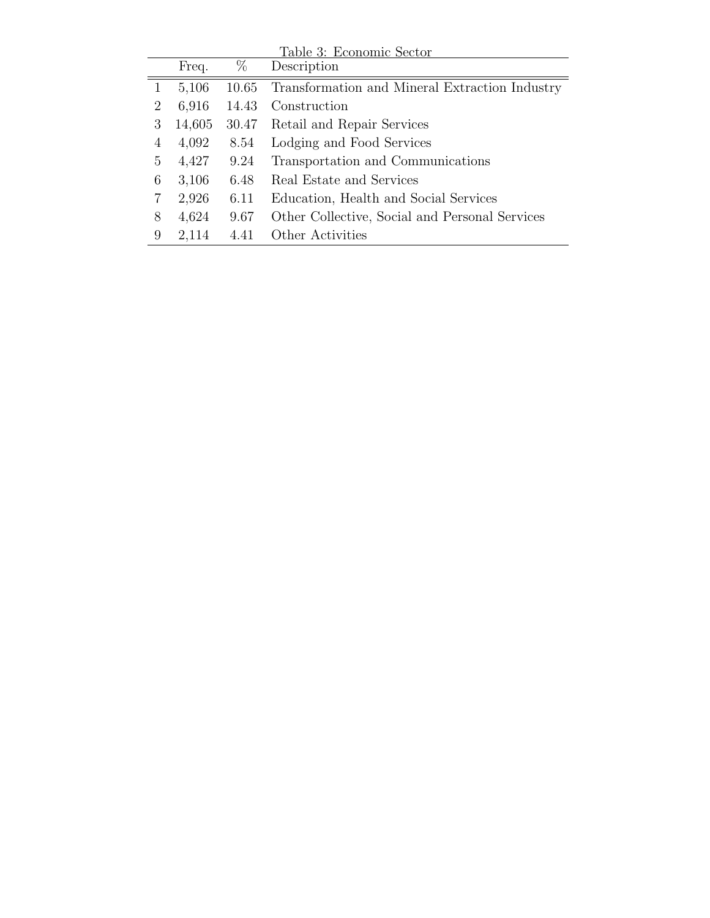Table 3: Economic Sector

| | Freq. | % | Description |
|---|---|---|---|
| 1 | 5,106 | 10.65 | Transformation and Mineral Extraction Industry |
| 2 | 6,916 | 14.43 | Construction |
| 3 | 14,605 | 30.47 | Retail and Repair Services |
| 4 | 4,092 | 8.54 | Lodging and Food Services |
| 5 | 4,427 | 9.24 | Transportation and Communications |
| 6 | 3,106 | 6.48 | Real Estate and Services |
| 7 | 2,926 | 6.11 | Education, Health and Social Services |
| 8 | 4,624 | 9.67 | Other Collective, Social and Personal Services |
| 9 | 2,114 | 4.41 | Other Activities |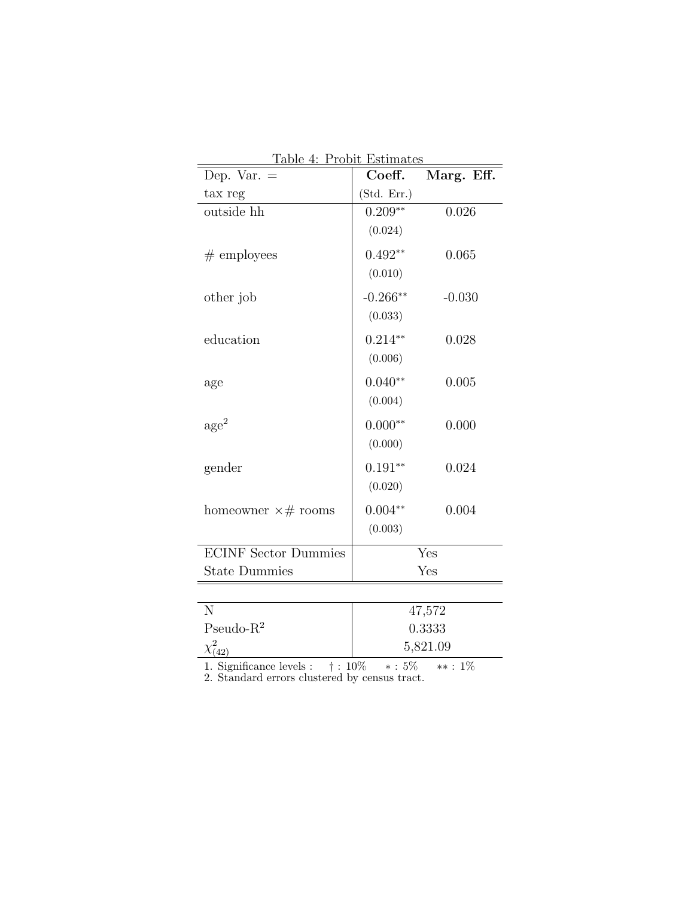Table 4: Probit Estimates

| Dep. Var. = tax reg | **Coeff.** (Std. Err.) | **Marg. Eff.** |
|---|---|---|
| outside hh | 0.209** | 0.026 |
| | (0.024) | |
| # employees | 0.492** | 0.065 |
| | (0.010) | |
| other job | -0.266** | -0.030 |
| | (0.033) | |
| education | 0.214** | 0.028 |
| | (0.006) | |
| age | 0.040** | 0.005 |
| | (0.004) | |
| $\text{age}^2$ | 0.000** | 0.000 |
| | (0.000) | |
| gender | 0.191** | 0.024 |
| | (0.020) | |
| homeowner ×# rooms | 0.004** | 0.004 |
| | (0.003) | |
| ECINF Sector Dummies | Yes | |
| State Dummies | Yes | |
| N | 47,572 | |
| Pseudo-$R^2$ | 0.3333 | |
| $\chi^2_{(42)}$ | 5,821.09 | |

1. Significance levels : † : 10% ∗ : 5% ∗∗ : 1%
2. Standard errors clustered by census tract.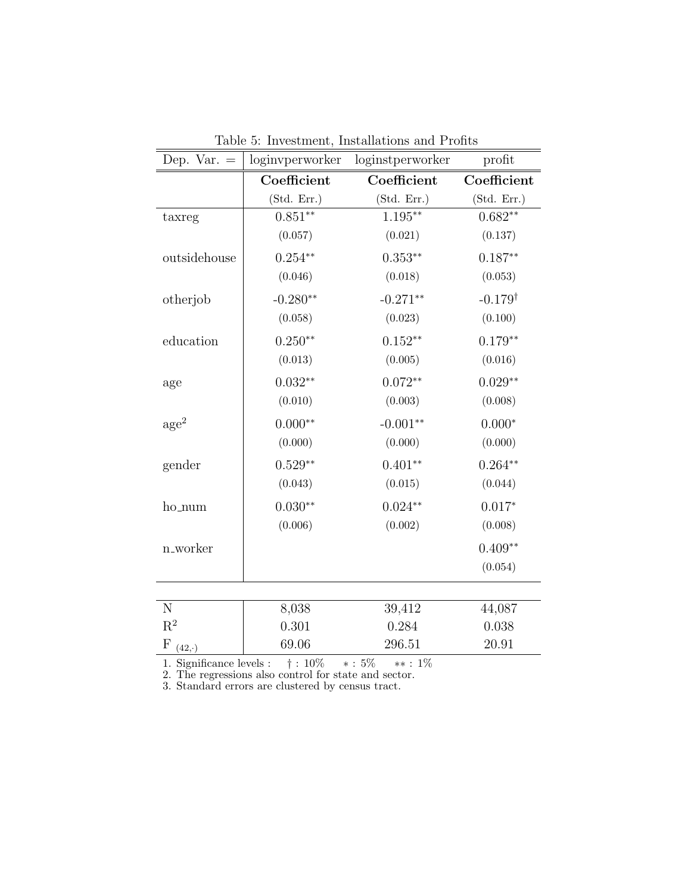Table 5: Investment, Installations and Profits

| Dep. Var. = | loginvperworker | loginstperworker | profit |
|---|---|---|---|
| | **Coefficient** | **Coefficient** | **Coefficient** |
| | (Std. Err.) | (Std. Err.) | (Std. Err.) |
| taxreg | $0.851^{**}$ | $1.195^{**}$ | $0.682^{**}$ |
| | (0.057) | (0.021) | (0.137) |
| outsidehouse | $0.254^{**}$ | $0.353^{**}$ | $0.187^{**}$ |
| | (0.046) | (0.018) | (0.053) |
| otherjob | $-0.280^{**}$ | $-0.271^{**}$ | $-0.179^{\dagger}$ |
| | (0.058) | (0.023) | (0.100) |
| education | $0.250^{**}$ | $0.152^{**}$ | $0.179^{**}$ |
| | (0.013) | (0.005) | (0.016) |
| age | $0.032^{**}$ | $0.072^{**}$ | $0.029^{**}$ |
| | (0.010) | (0.003) | (0.008) |
| $age^2$ | $0.000^{**}$ | $-0.001^{**}$ | $0.000^{*}$ |
| | (0.000) | (0.000) | (0.000) |
| gender | $0.529^{**}$ | $0.401^{**}$ | $0.264^{**}$ |
| | (0.043) | (0.015) | (0.044) |
| ho_num | $0.030^{**}$ | $0.024^{**}$ | $0.017^{*}$ |
| | (0.006) | (0.002) | (0.008) |
| n_worker | | | $0.409^{**}$ |
| | | | (0.054) |
| N | 8,038 | 39,412 | 44,087 |
| $R^2$ | 0.301 | 0.284 | 0.038 |
| $F_{(42,\cdot)}$ | 69.06 | 296.51 | 20.91 |

1. Significance levels : $\dagger$ : 10% $*$ : 5% $**$ : 1%
2. The regressions also control for state and sector.
3. Standard errors are clustered by census tract.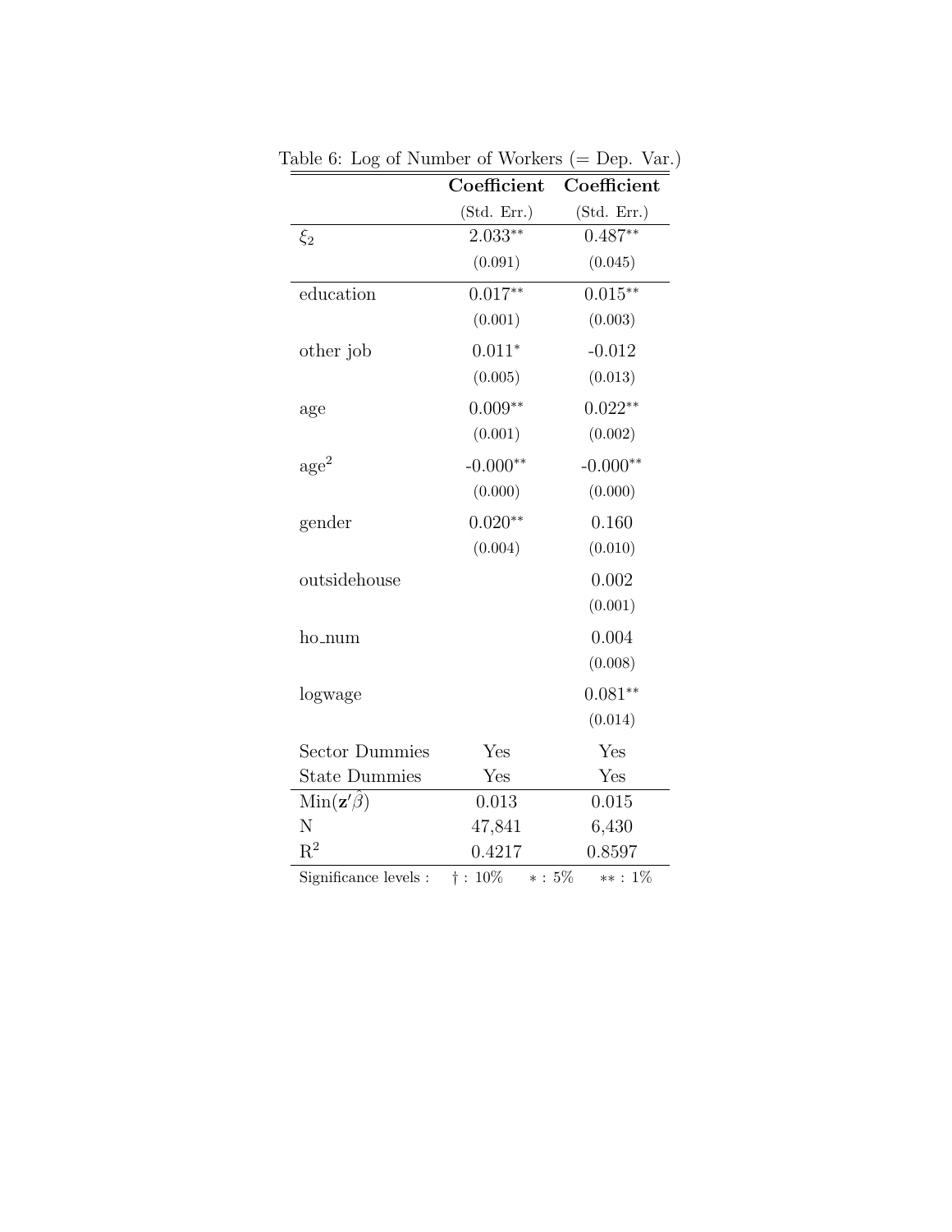Table 6: Log of Number of Workers (= Dep. Var.)

| | **Coefficient** (Std. Err.) | **Coefficient** (Std. Err.) |
|---|---|---|
| $\xi_2$ | 2.033** | 0.487** |
| | (0.091) | (0.045) |
| education | 0.017** | 0.015** |
| | (0.001) | (0.003) |
| other job | 0.011* | -0.012 |
| | (0.005) | (0.013) |
| age | 0.009** | 0.022** |
| | (0.001) | (0.002) |
| $\text{age}^2$ | -0.000** | -0.000** |
| | (0.000) | (0.000) |
| gender | 0.020** | 0.160 |
| | (0.004) | (0.010) |
| outsidehouse | | 0.002 |
| | | (0.001) |
| ho_num | | 0.004 |
| | | (0.008) |
| logwage | | 0.081** |
| | | (0.014) |
| Sector Dummies | Yes | Yes |
| State Dummies | Yes | Yes |
| $\text{Min}(\mathbf{z}'\hat{\beta})$ | 0.013 | 0.015 |
| N | 47,841 | 6,430 |
| $R^2$ | 0.4217 | 0.8597 |

Significance levels : † : 10% ∗ : 5% ∗∗ : 1%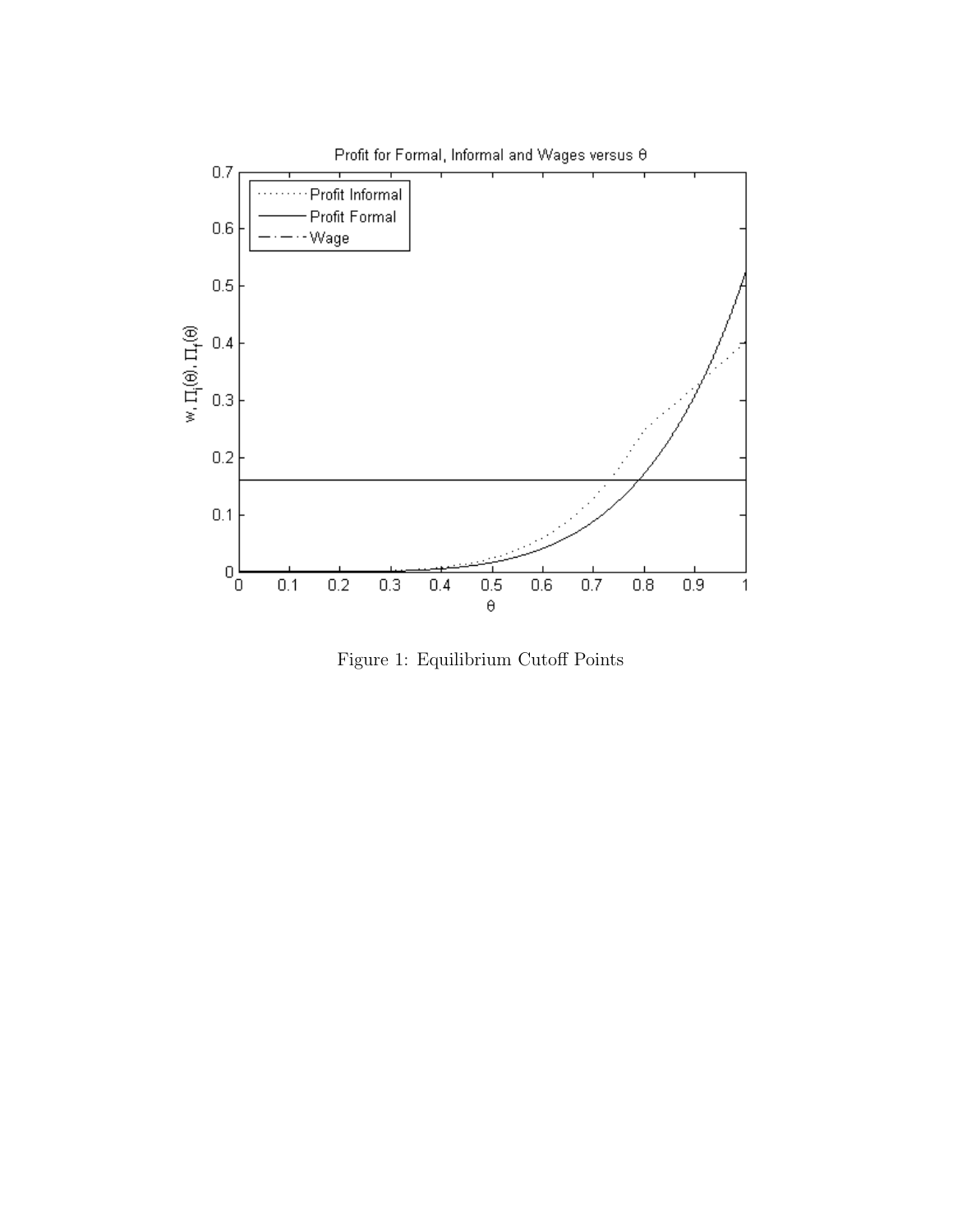Figure 1: Equilibrium Cutoff Points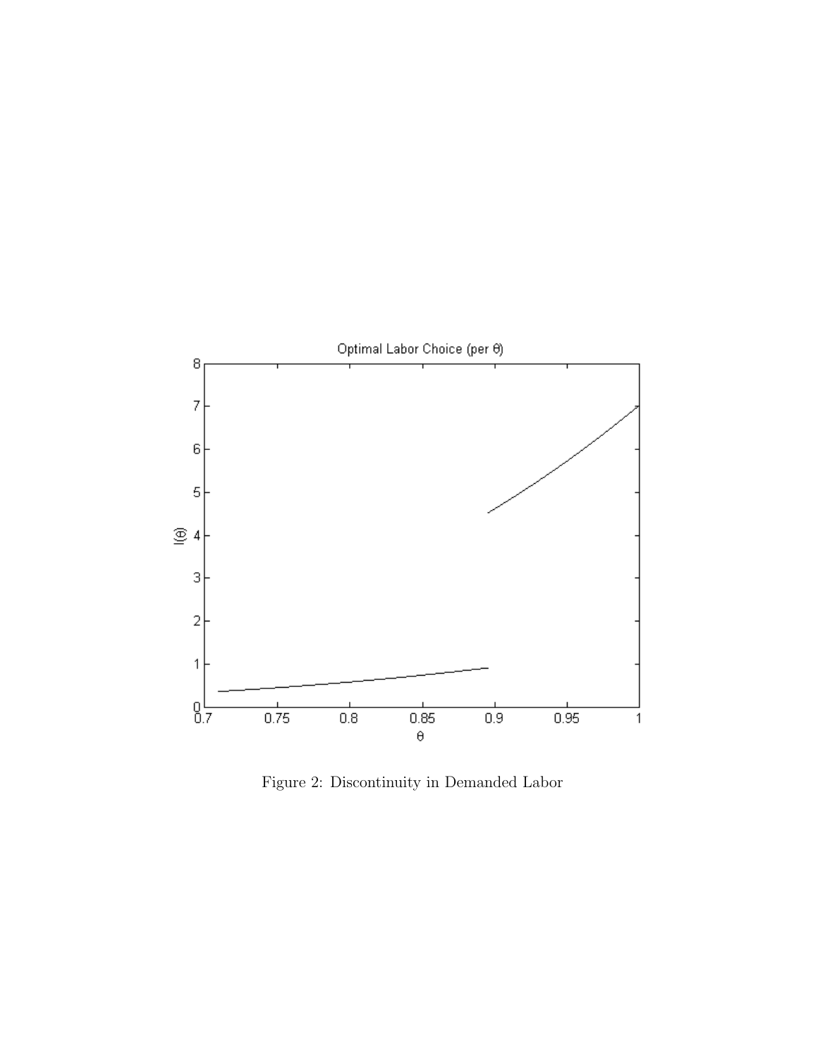Optimal Labor Choice (per $\theta$)

$l(\theta)$

8
7
6
5
4
3
2
1
0

0.7 0.75 0.8 0.85 0.9 0.95 1

$\theta$

Figure 2: Discontinuity in Demanded Labor